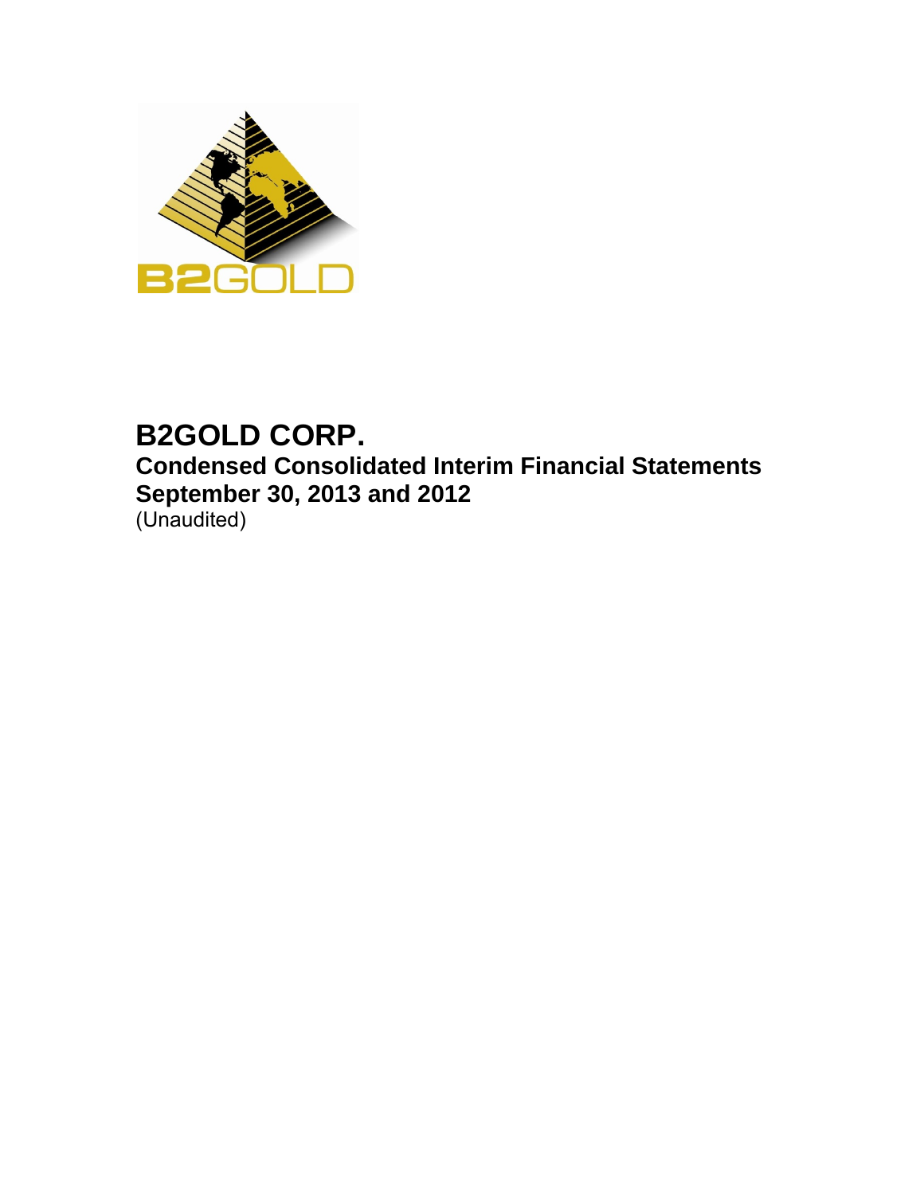# B2GOLD CORP.

## Condensed Consolidated Interim Financial Statements
## September 30, 2013 and 2012

(Unaudited)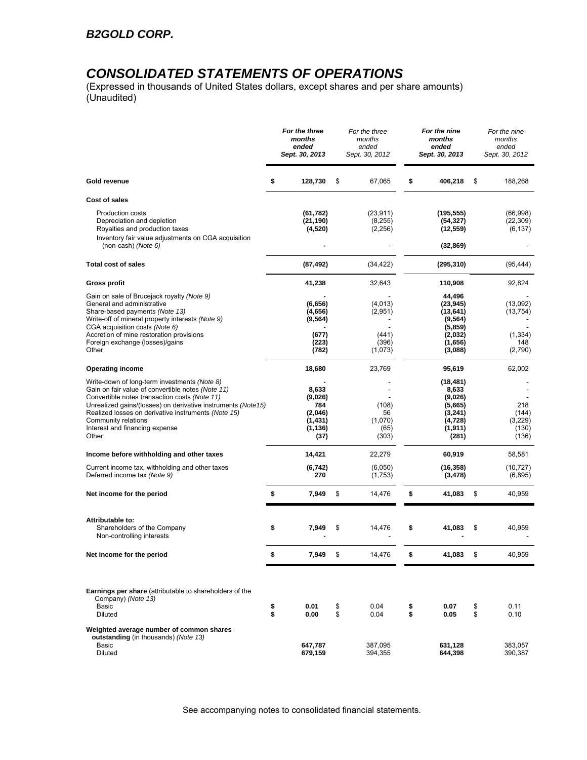## B2GOLD CORP.

# CONSOLIDATED STATEMENTS OF OPERATIONS

(Expressed in thousands of United States dollars, except shares and per share amounts)
(Unaudited)

| | For the three months ended Sept. 30, 2013 | For the three months ended Sept. 30, 2012 | For the nine months ended Sept. 30, 2013 | For the nine months ended Sept. 30, 2012 |
|---|---|---|---|---|
| **Gold revenue** | **$ 128,730** | $ 67,065 | **$ 406,218** | $ 188,268 |
| **Cost of sales** | | | | |
| Production costs | **(61,782)** | (23,911) | **(195,555)** | (66,998) |
| Depreciation and depletion | **(21,190)** | (8,255) | **(54,327)** | (22,309) |
| Royalties and production taxes | **(4,520)** | (2,256) | **(12,559)** | (6,137) |
| Inventory fair value adjustments on CGA acquisition (non-cash) *(Note 6)* | **-** | - | **(32,869)** | - |
| **Total cost of sales** | **(87,492)** | (34,422) | **(295,310)** | (95,444) |
| **Gross profit** | **41,238** | 32,643 | **110,908** | 92,824 |
| Gain on sale of Brucejack royalty *(Note 9)* | **-** | - | **44,496** | - |
| General and administrative | **(6,656)** | (4,013) | **(23,945)** | (13,092) |
| Share-based payments *(Note 13)* | **(4,656)** | (2,951) | **(13,641)** | (13,754) |
| Write-off of mineral property interests *(Note 9)* | **(9,564)** | - | **(9,564)** | - |
| CGA acquisition costs *(Note 6)* | **-** | - | **(5,859)** | - |
| Accretion of mine restoration provisions | **(677)** | (441) | **(2,032)** | (1,334) |
| Foreign exchange (losses)/gains | **(223)** | (396) | **(1,656)** | 148 |
| Other | **(782)** | (1,073) | **(3,088)** | (2,790) |
| **Operating income** | **18,680** | 23,769 | **95,619** | 62,002 |
| Write-down of long-term investments *(Note 8)* | **-** | - | **(18,481)** | - |
| Gain on fair value of convertible notes *(Note 11)* | **8,633** | - | **8,633** | - |
| Convertible notes transaction costs *(Note 11)* | **(9,026)** | - | **(9,026)** | - |
| Unrealized gains/(losses) on derivative instruments *(Note15)* | **784** | (108) | **(5,665)** | 218 |
| Realized losses on derivative instruments *(Note 15)* | **(2,046)** | 56 | **(3,241)** | (144) |
| Community relations | **(1,431)** | (1,070) | **(4,728)** | (3,229) |
| Interest and financing expense | **(1,136)** | (65) | **(1,911)** | (130) |
| Other | **(37)** | (303) | **(281)** | (136) |
| **Income before withholding and other taxes** | **14,421** | 22,279 | **60,919** | 58,581 |
| Current income tax, withholding and other taxes | **(6,742)** | (6,050) | **(16,358)** | (10,727) |
| Deferred income tax *(Note 9)* | **270** | (1,753) | **(3,478)** | (6,895) |
| **Net income for the period** | **$ 7,949** | $ 14,476 | **$ 41,083** | $ 40,959 |
| **Attributable to:** | | | | |
| Shareholders of the Company | **$ 7,949** | $ 14,476 | **$ 41,083** | $ 40,959 |
| Non-controlling interests | **-** | - | **-** | - |
| **Net income for the period** | **$ 7,949** | $ 14,476 | **$ 41,083** | $ 40,959 |
| **Earnings per share** (attributable to shareholders of the Company) *(Note 13)* | | | | |
| Basic | **$ 0.01** | $ 0.04 | **$ 0.07** | $ 0.11 |
| Diluted | **$ 0.00** | $ 0.04 | **$ 0.05** | $ 0.10 |
| **Weighted average number of common shares outstanding** (in thousands) *(Note 13)* | | | | |
| Basic | **647,787** | 387,095 | **631,128** | 383,057 |
| Diluted | **679,159** | 394,355 | **644,398** | 390,387 |

See accompanying notes to consolidated financial statements.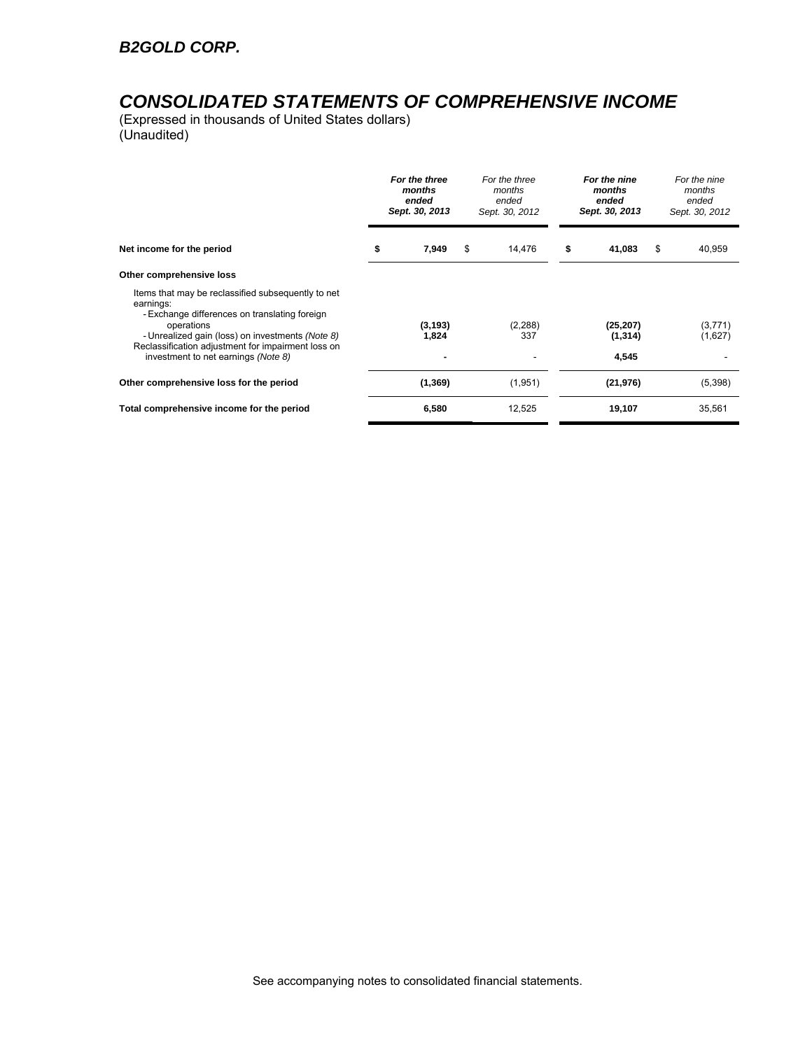# B2GOLD CORP.

# CONSOLIDATED STATEMENTS OF COMPREHENSIVE INCOME

(Expressed in thousands of United States dollars)
(Unaudited)

| | ***For the three months ended Sept. 30, 2013*** | *For the three months ended Sept. 30, 2012* | ***For the nine months ended Sept. 30, 2013*** | *For the nine months ended Sept. 30, 2012* |
|---|---|---|---|---|
| **Net income for the period** | **$ 7,949** | $ 14,476 | **$ 41,083** | $ 40,959 |
| **Other comprehensive loss** | | | | |
| Items that may be reclassified subsequently to net earnings: | | | | |
| - Exchange differences on translating foreign operations | **(3,193)** | (2,288) | **(25,207)** | (3,771) |
| - Unrealized gain (loss) on investments *(Note 8)* | **1,824** | 337 | **(1,314)** | (1,627) |
| Reclassification adjustment for impairment loss on investment to net earnings *(Note 8)* | **-** | - | **4,545** | - |
| **Other comprehensive loss for the period** | **(1,369)** | (1,951) | **(21,976)** | (5,398) |
| **Total comprehensive income for the period** | **6,580** | 12,525 | **19,107** | 35,561 |

See accompanying notes to consolidated financial statements.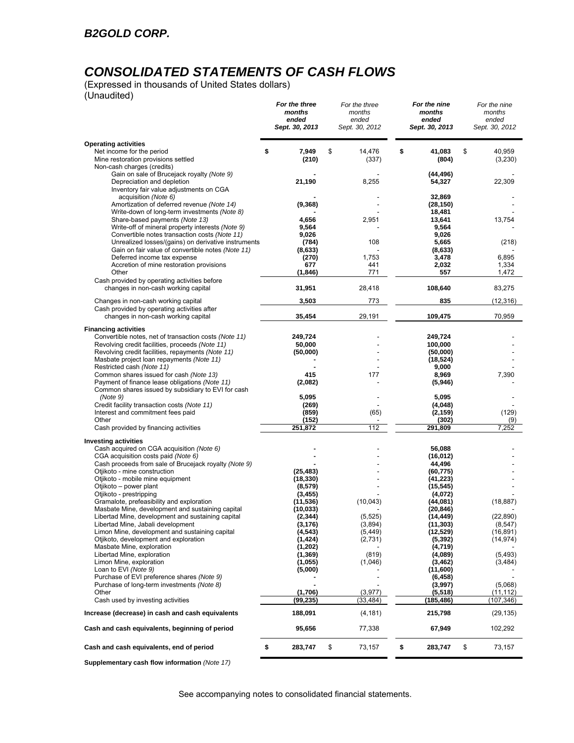## *B2GOLD CORP.*

# *CONSOLIDATED STATEMENTS OF CASH FLOWS*

(Expressed in thousands of United States dollars)
(Unaudited)

| | ***For the three months ended Sept. 30, 2013*** | *For the three months ended Sept. 30, 2012* | ***For the nine months ended Sept. 30, 2013*** | *For the nine months ended Sept. 30, 2012* |
|---|---|---|---|---|
| **Operating activities** | | | | |
| Net income for the period | **$ 7,949** | $ 14,476 | **$ 41,083** | $ 40,959 |
| Mine restoration provisions settled | **(210)** | (337) | **(804)** | (3,230) |
| Non-cash charges (credits) | | | | |
| Gain on sale of Brucejack royalty *(Note 9)* | **-** | - | **(44,496)** | - |
| Depreciation and depletion | **21,190** | 8,255 | **54,327** | 22,309 |
| Inventory fair value adjustments on CGA acquisition *(Note 6)* | **-** | - | **32,869** | - |
| Amortization of deferred revenue *(Note 14)* | **(9,368)** | - | **(28,150)** | - |
| Write-down of long-term investments *(Note 8)* | **-** | - | **18,481** | - |
| Share-based payments *(Note 13)* | **4,656** | 2,951 | **13,641** | 13,754 |
| Write-off of mineral property interests *(Note 9)* | **9,564** | - | **9,564** | - |
| Convertible notes transaction costs *(Note 11)* | **9,026** | - | **9,026** | - |
| Unrealized losses/(gains) on derivative instruments | **(784)** | 108 | **5,665** | (218) |
| Gain on fair value of convertible notes *(Note 11)* | **(8,633)** | - | **(8,633)** | - |
| Deferred income tax expense | **(270)** | 1,753 | **3,478** | 6,895 |
| Accretion of mine restoration provisions | **677** | 441 | **2,032** | 1,334 |
| Other | **(1,846)** | 771 | **557** | 1,472 |
| Cash provided by operating activities before changes in non-cash working capital | **31,951** | 28,418 | **108,640** | 83,275 |
| Changes in non-cash working capital | **3,503** | 773 | **835** | (12,316) |
| Cash provided by operating activities after changes in non-cash working capital | **35,454** | 29,191 | **109,475** | 70,959 |
| **Financing activities** | | | | |
| Convertible notes, net of transaction costs *(Note 11)* | **249,724** | - | **249,724** | - |
| Revolving credit facilities, proceeds *(Note 11)* | **50,000** | - | **100,000** | - |
| Revolving credit facilities, repayments *(Note 11)* | **(50,000)** | - | **(50,000)** | - |
| Masbate project loan repayments *(Note 11)* | **-** | - | **(18,524)** | - |
| Restricted cash *(Note 11)* | **-** | - | **9,000** | - |
| Common shares issued for cash *(Note 13)* | **415** | 177 | **8,969** | 7,390 |
| Payment of finance lease obligations *(Note 11)* | **(2,082)** | - | **(5,946)** | - |
| Common shares issued by subsidiary to EVI for cash *(Note 9)* | **5,095** | - | **5,095** | - |
| Credit facility transaction costs *(Note 11)* | **(269)** | - | **(4,048)** | - |
| Interest and commitment fees paid | **(859)** | (65) | **(2,159)** | (129) |
| Other | **(152)** | - | **(302)** | (9) |
| Cash provided by financing activities | **251,872** | 112 | **291,809** | 7,252 |
| **Investing activities** | | | | |
| Cash acquired on CGA acquisition *(Note 6)* | **-** | - | **56,088** | - |
| CGA acquisition costs paid *(Note 6)* | **-** | - | **(16,012)** | - |
| Cash proceeds from sale of Brucejack royalty *(Note 9)* | **-** | - | **44,496** | - |
| Otjikoto - mine construction | **(25,483)** | - | **(60,775)** | - |
| Otjikoto - mobile mine equipment | **(18,330)** | - | **(41,223)** | - |
| Otjikoto – power plant | **(8,579)** | - | **(15,545)** | - |
| Otjikoto - prestripping | **(3,455)** | - | **(4,072)** | - |
| Gramalote, prefeasibility and exploration | **(11,536)** | (10,043) | **(44,081)** | (18,887) |
| Masbate Mine, development and sustaining capital | **(10,033)** | - | **(20,846)** | - |
| Libertad Mine, development and sustaining capital | **(2,344)** | (5,525) | **(14,449)** | (22,890) |
| Libertad Mine, Jabali development | **(3,176)** | (3,894) | **(11,303)** | (8,547) |
| Limon Mine, development and sustaining capital | **(4,543)** | (5,449) | **(12,529)** | (16,891) |
| Otjikoto, development and exploration | **(1,424)** | (2,731) | **(5,392)** | (14,974) |
| Masbate Mine, exploration | **(1,202)** | - | **(4,719)** | - |
| Libertad Mine, exploration | **(1,369)** | (819) | **(4,089)** | (5,493) |
| Limon Mine, exploration | **(1,055)** | (1,046) | **(3,462)** | (3,484) |
| Loan to EVI *(Note 9)* | **(5,000)** | - | **(11,600)** | - |
| Purchase of EVI preference shares *(Note 9)* | **-** | - | **(6,458)** | - |
| Purchase of long-term investments *(Note 8)* | **-** | - | **(3,997)** | (5,068) |
| Other | **(1,706)** | (3,977) | **(5,518)** | (11,112) |
| Cash used by investing activities | **(99,235)** | (33,484) | **(185,486)** | (107,346) |
| **Increase (decrease) in cash and cash equivalents** | **188,091** | (4,181) | **215,798** | (29,135) |
| **Cash and cash equivalents, beginning of period** | **95,656** | 77,338 | **67,949** | 102,292 |
| **Cash and cash equivalents, end of period** | **$ 283,747** | $ 73,157 | **$ 283,747** | $ 73,157 |

**Supplementary cash flow information** *(Note 17)*

See accompanying notes to consolidated financial statements.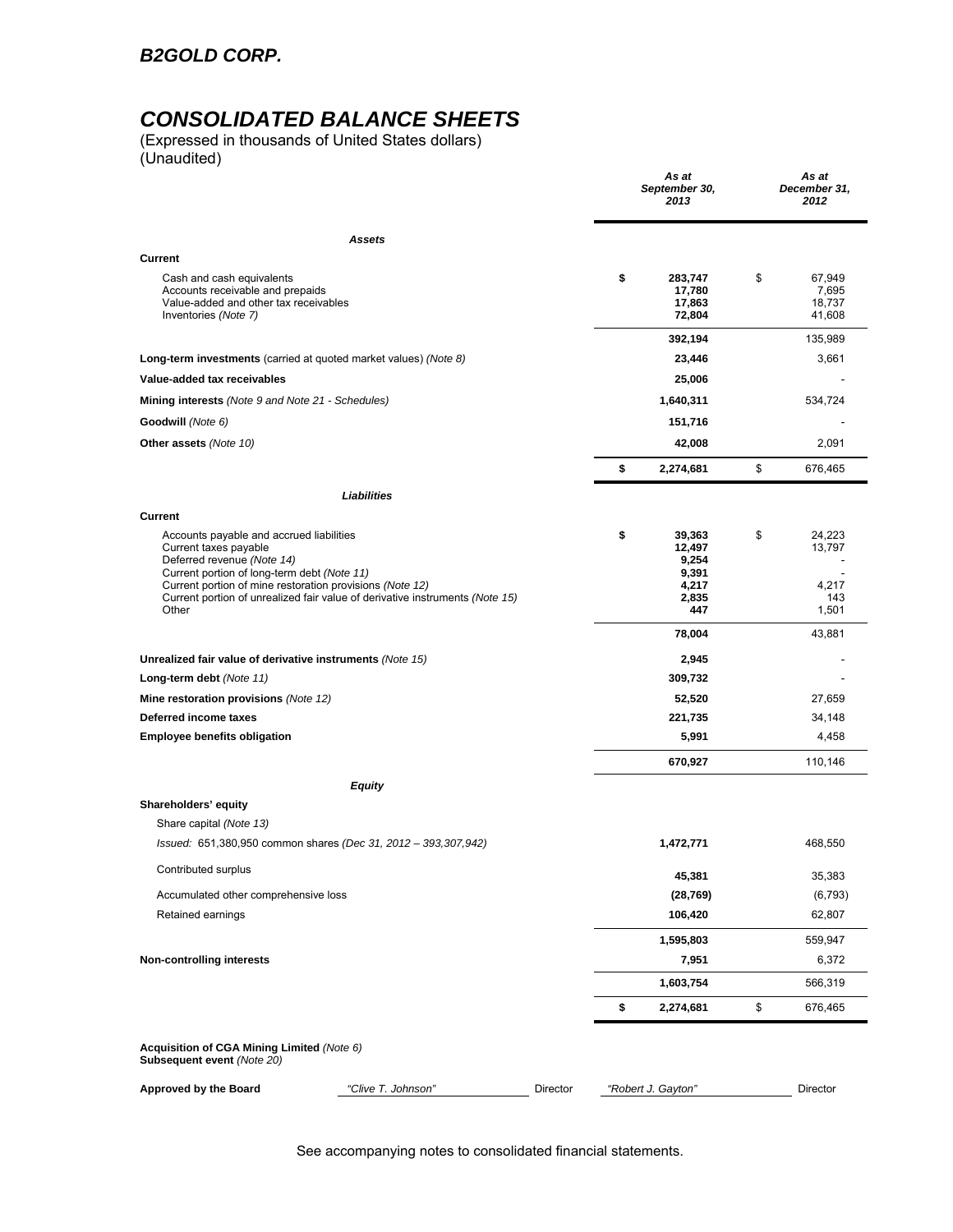# B2GOLD CORP.

# CONSOLIDATED BALANCE SHEETS

(Expressed in thousands of United States dollars)
(Unaudited)

| | *As at September 30, 2013* | *As at December 31, 2012* |
|---|---|---|
| ***Assets*** | | |
| **Current** | | |
| Cash and cash equivalents | $ **283,747** | $ 67,949 |
| Accounts receivable and prepaids | **17,780** | 7,695 |
| Value-added and other tax receivables | **17,863** | 18,737 |
| Inventories *(Note 7)* | **72,804** | 41,608 |
| | **392,194** | 135,989 |
| **Long-term investments** (carried at quoted market values) *(Note 8)* | **23,446** | 3,661 |
| **Value-added tax receivables** | **25,006** | - |
| **Mining interests** *(Note 9 and Note 21 - Schedules)* | **1,640,311** | 534,724 |
| **Goodwill** *(Note 6)* | **151,716** | - |
| **Other assets** *(Note 10)* | **42,008** | 2,091 |
| | $ **2,274,681** | $ 676,465 |
| ***Liabilities*** | | |
| **Current** | | |
| Accounts payable and accrued liabilities | $ **39,363** | $ 24,223 |
| Current taxes payable | **12,497** | 13,797 |
| Deferred revenue *(Note 14)* | **9,254** | - |
| Current portion of long-term debt *(Note 11)* | **9,391** | - |
| Current portion of mine restoration provisions *(Note 12)* | **4,217** | 4,217 |
| Current portion of unrealized fair value of derivative instruments *(Note 15)* | **2,835** | 143 |
| Other | **447** | 1,501 |
| | **78,004** | 43,881 |
| **Unrealized fair value of derivative instruments** *(Note 15)* | **2,945** | - |
| **Long-term debt** *(Note 11)* | **309,732** | - |
| **Mine restoration provisions** *(Note 12)* | **52,520** | 27,659 |
| **Deferred income taxes** | **221,735** | 34,148 |
| **Employee benefits obligation** | **5,991** | 4,458 |
| | **670,927** | 110,146 |
| ***Equity*** | | |
| **Shareholders' equity** | | |
| Share capital *(Note 13)* | | |
| *Issued: 651,380,950 common shares (Dec 31, 2012 – 393,307,942)* | **1,472,771** | 468,550 |
| Contributed surplus | **45,381** | 35,383 |
| Accumulated other comprehensive loss | **(28,769)** | (6,793) |
| Retained earnings | **106,420** | 62,807 |
| | **1,595,803** | 559,947 |
| **Non-controlling interests** | **7,951** | 6,372 |
| | **1,603,754** | 566,319 |
| | $ **2,274,681** | $ 676,465 |

**Acquisition of CGA Mining Limited** *(Note 6)*
**Subsequent event** *(Note 20)*

**Approved by the Board** *"Clive T. Johnson"* Director *"Robert J. Gayton"* Director

See accompanying notes to consolidated financial statements.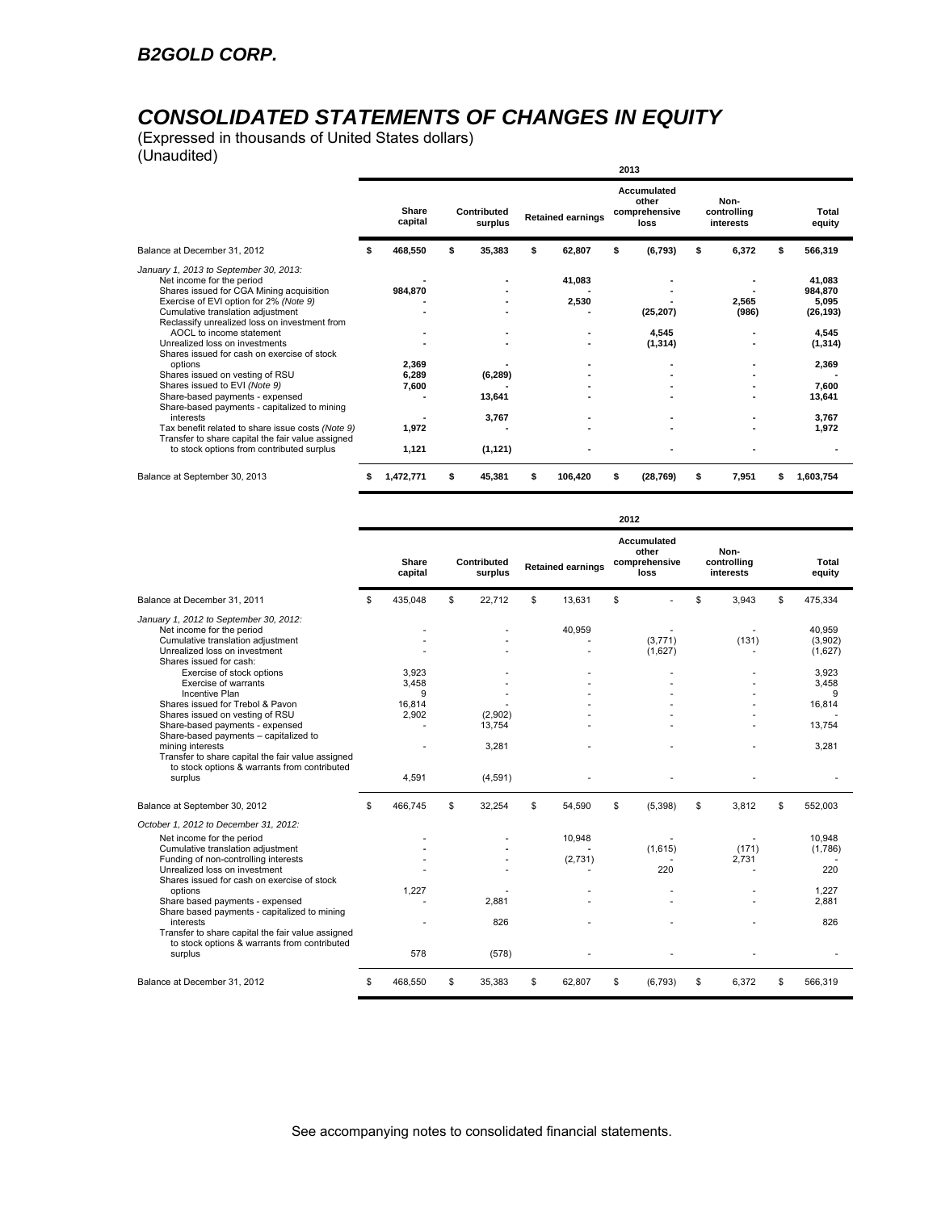# B2GOLD CORP.

# *CONSOLIDATED STATEMENTS OF CHANGES IN EQUITY*

(Expressed in thousands of United States dollars)
(Unaudited)

| 2013 | Share capital | Contributed surplus | Retained earnings | Accumulated other comprehensive loss | Non-controlling interests | Total equity |
|---|---|---|---|---|---|---|
| Balance at December 31, 2012 | $ 468,550 | $ 35,383 | $ 62,807 | $ (6,793) | $ 6,372 | $ 566,319 |
| *January 1, 2013 to September 30, 2013:* | | | | | | |
| Net income for the period | - | - | 41,083 | - | - | 41,083 |
| Shares issued for CGA Mining acquisition | 984,870 | - | - | - | - | 984,870 |
| Exercise of EVI option for 2% *(Note 9)* | - | - | 2,530 | - | 2,565 | 5,095 |
| Cumulative translation adjustment | - | - | - | (25,207) | (986) | (26,193) |
| Reclassify unrealized loss on investment from AOCL to income statement | - | - | - | 4,545 | - | 4,545 |
| Unrealized loss on investments | - | - | - | (1,314) | - | (1,314) |
| Shares issued for cash on exercise of stock options | 2,369 | - | - | - | - | 2,369 |
| Shares issued on vesting of RSU | 6,289 | (6,289) | - | - | - | - |
| Shares issued to EVI *(Note 9)* | 7,600 | - | - | - | - | 7,600 |
| Share-based payments - expensed | - | 13,641 | - | - | - | 13,641 |
| Share-based payments - capitalized to mining interests | - | 3,767 | - | - | - | 3,767 |
| Tax benefit related to share issue costs *(Note 9)* | 1,972 | - | - | - | - | 1,972 |
| Transfer to share capital the fair value assigned to stock options from contributed surplus | 1,121 | (1,121) | - | - | - | - |
| Balance at September 30, 2013 | $ 1,472,771 | $ 45,381 | $ 106,420 | $ (28,769) | $ 7,951 | $ 1,603,754 |

| 2012 | Share capital | Contributed surplus | Retained earnings | Accumulated other comprehensive loss | Non-controlling interests | Total equity |
|---|---|---|---|---|---|---|
| Balance at December 31, 2011 | $ 435,048 | $ 22,712 | $ 13,631 | $ - | $ 3,943 | $ 475,334 |
| *January 1, 2012 to September 30, 2012:* | | | | | | |
| Net income for the period | - | - | 40,959 | - | - | 40,959 |
| Cumulative translation adjustment | - | - | - | (3,771) | (131) | (3,902) |
| Unrealized loss on investment | - | - | - | (1,627) | - | (1,627) |
| Shares issued for cash: | | | | | | |
| Exercise of stock options | 3,923 | - | - | - | - | 3,923 |
| Exercise of warrants | 3,458 | - | - | - | - | 3,458 |
| Incentive Plan | 9 | - | - | - | - | 9 |
| Shares issued for Trebol & Pavon | 16,814 | - | - | - | - | 16,814 |
| Shares issued on vesting of RSU | 2,902 | (2,902) | - | - | - | - |
| Share-based payments - expensed | - | 13,754 | - | - | - | 13,754 |
| Share-based payments – capitalized to mining interests | - | 3,281 | - | - | - | 3,281 |
| Transfer to share capital the fair value assigned to stock options & warrants from contributed surplus | 4,591 | (4,591) | - | - | - | - |
| Balance at September 30, 2012 | $ 466,745 | $ 32,254 | $ 54,590 | $ (5,398) | $ 3,812 | $ 552,003 |
| *October 1, 2012 to December 31, 2012:* | | | | | | |
| Net income for the period | - | - | 10,948 | - | - | 10,948 |
| Cumulative translation adjustment | - | - | - | (1,615) | (171) | (1,786) |
| Funding of non-controlling interests | - | - | (2,731) | - | 2,731 | - |
| Unrealized loss on investment | - | - | - | 220 | - | 220 |
| Shares issued for cash on exercise of stock options | 1,227 | - | - | - | - | 1,227 |
| Share based payments - expensed | - | 2,881 | - | - | - | 2,881 |
| Share based payments - capitalized to mining interests | - | 826 | - | - | - | 826 |
| Transfer to share capital the fair value assigned to stock options & warrants from contributed surplus | 578 | (578) | - | - | - | - |
| Balance at December 31, 2012 | $ 468,550 | $ 35,383 | $ 62,807 | $ (6,793) | $ 6,372 | $ 566,319 |

See accompanying notes to consolidated financial statements.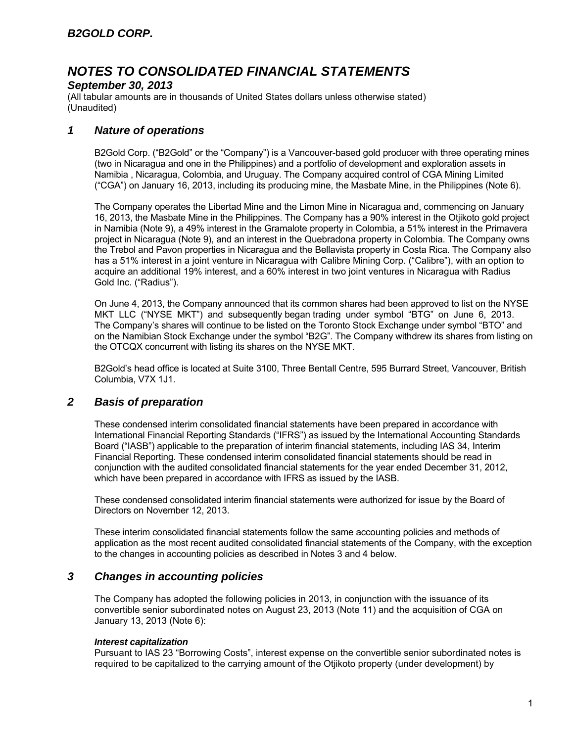# NOTES TO CONSOLIDATED FINANCIAL STATEMENTS

*September 30, 2013*

(All tabular amounts are in thousands of United States dollars unless otherwise stated)
(Unaudited)

## 1 Nature of operations

B2Gold Corp. ("B2Gold" or the "Company") is a Vancouver-based gold producer with three operating mines (two in Nicaragua and one in the Philippines) and a portfolio of development and exploration assets in Namibia , Nicaragua, Colombia, and Uruguay. The Company acquired control of CGA Mining Limited ("CGA") on January 16, 2013, including its producing mine, the Masbate Mine, in the Philippines (Note 6).

The Company operates the Libertad Mine and the Limon Mine in Nicaragua and, commencing on January 16, 2013, the Masbate Mine in the Philippines. The Company has a 90% interest in the Otjikoto gold project in Namibia (Note 9), a 49% interest in the Gramalote property in Colombia, a 51% interest in the Primavera project in Nicaragua (Note 9), and an interest in the Quebradona property in Colombia. The Company owns the Trebol and Pavon properties in Nicaragua and the Bellavista property in Costa Rica. The Company also has a 51% interest in a joint venture in Nicaragua with Calibre Mining Corp. ("Calibre"), with an option to acquire an additional 19% interest, and a 60% interest in two joint ventures in Nicaragua with Radius Gold Inc. ("Radius").

On June 4, 2013, the Company announced that its common shares had been approved to list on the NYSE MKT LLC ("NYSE MKT") and subsequently began trading under symbol "BTG" on June 6, 2013. The Company's shares will continue to be listed on the Toronto Stock Exchange under symbol "BTO" and on the Namibian Stock Exchange under the symbol "B2G". The Company withdrew its shares from listing on the OTCQX concurrent with listing its shares on the NYSE MKT.

B2Gold's head office is located at Suite 3100, Three Bentall Centre, 595 Burrard Street, Vancouver, British Columbia, V7X 1J1.

## 2 Basis of preparation

These condensed interim consolidated financial statements have been prepared in accordance with International Financial Reporting Standards ("IFRS") as issued by the International Accounting Standards Board ("IASB") applicable to the preparation of interim financial statements, including IAS 34, Interim Financial Reporting. These condensed interim consolidated financial statements should be read in conjunction with the audited consolidated financial statements for the year ended December 31, 2012, which have been prepared in accordance with IFRS as issued by the IASB.

These condensed consolidated interim financial statements were authorized for issue by the Board of Directors on November 12, 2013.

These interim consolidated financial statements follow the same accounting policies and methods of application as the most recent audited consolidated financial statements of the Company, with the exception to the changes in accounting policies as described in Notes 3 and 4 below.

## 3 Changes in accounting policies

The Company has adopted the following policies in 2013, in conjunction with the issuance of its convertible senior subordinated notes on August 23, 2013 (Note 11) and the acquisition of CGA on January 13, 2013 (Note 6):

***Interest capitalization***

Pursuant to IAS 23 "Borrowing Costs", interest expense on the convertible senior subordinated notes is required to be capitalized to the carrying amount of the Otjikoto property (under development) by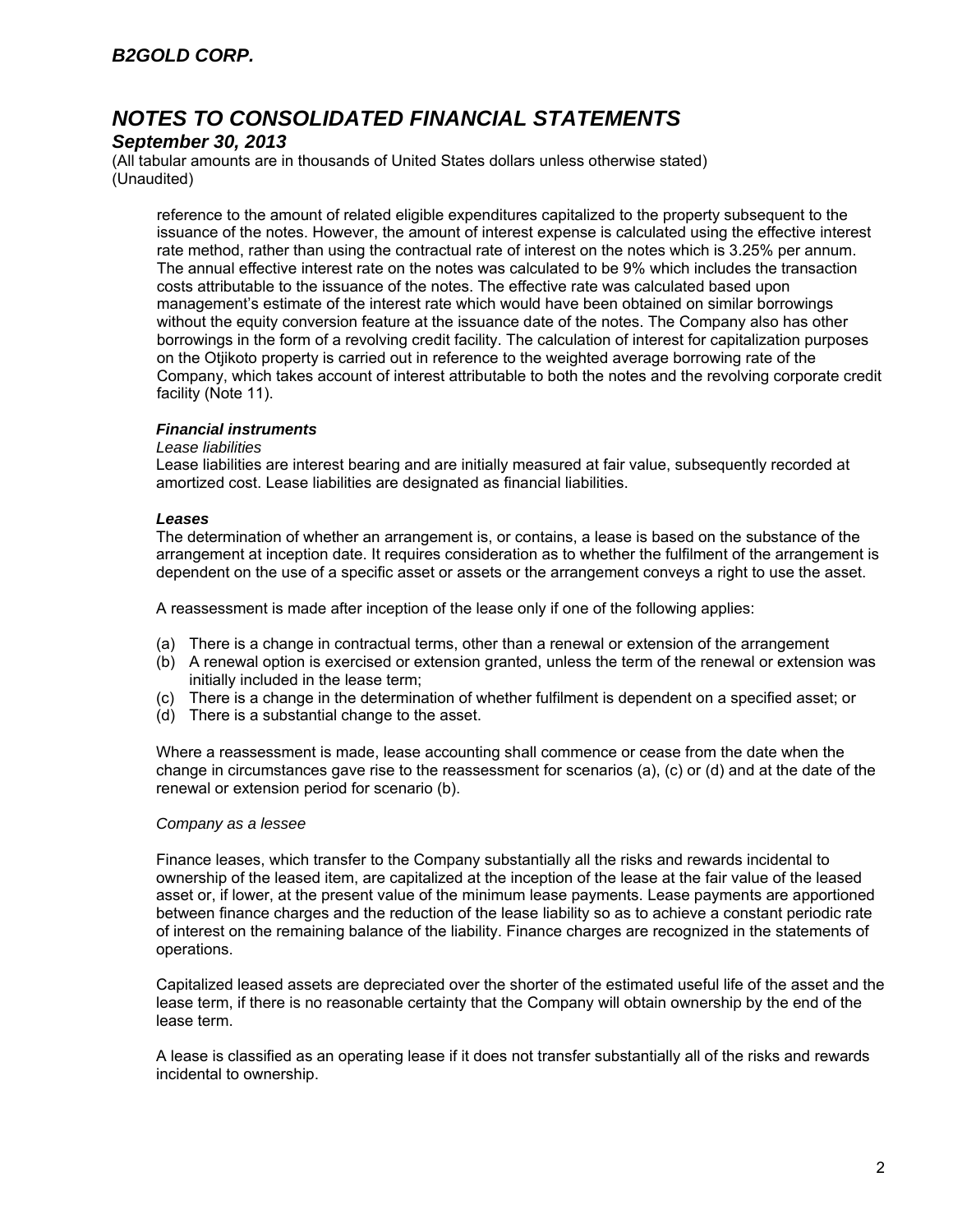reference to the amount of related eligible expenditures capitalized to the property subsequent to the issuance of the notes. However, the amount of interest expense is calculated using the effective interest rate method, rather than using the contractual rate of interest on the notes which is 3.25% per annum. The annual effective interest rate on the notes was calculated to be 9% which includes the transaction costs attributable to the issuance of the notes. The effective rate was calculated based upon management's estimate of the interest rate which would have been obtained on similar borrowings without the equity conversion feature at the issuance date of the notes. The Company also has other borrowings in the form of a revolving credit facility. The calculation of interest for capitalization purposes on the Otjikoto property is carried out in reference to the weighted average borrowing rate of the Company, which takes account of interest attributable to both the notes and the revolving corporate credit facility (Note 11).

***Financial instruments***

*Lease liabilities*

Lease liabilities are interest bearing and are initially measured at fair value, subsequently recorded at amortized cost. Lease liabilities are designated as financial liabilities.

***Leases***

The determination of whether an arrangement is, or contains, a lease is based on the substance of the arrangement at inception date. It requires consideration as to whether the fulfilment of the arrangement is dependent on the use of a specific asset or assets or the arrangement conveys a right to use the asset.

A reassessment is made after inception of the lease only if one of the following applies:

(a) There is a change in contractual terms, other than a renewal or extension of the arrangement
(b) A renewal option is exercised or extension granted, unless the term of the renewal or extension was initially included in the lease term;
(c) There is a change in the determination of whether fulfilment is dependent on a specified asset; or
(d) There is a substantial change to the asset.

Where a reassessment is made, lease accounting shall commence or cease from the date when the change in circumstances gave rise to the reassessment for scenarios (a), (c) or (d) and at the date of the renewal or extension period for scenario (b).

*Company as a lessee*

Finance leases, which transfer to the Company substantially all the risks and rewards incidental to ownership of the leased item, are capitalized at the inception of the lease at the fair value of the leased asset or, if lower, at the present value of the minimum lease payments. Lease payments are apportioned between finance charges and the reduction of the lease liability so as to achieve a constant periodic rate of interest on the remaining balance of the liability. Finance charges are recognized in the statements of operations.

Capitalized leased assets are depreciated over the shorter of the estimated useful life of the asset and the lease term, if there is no reasonable certainty that the Company will obtain ownership by the end of the lease term.

A lease is classified as an operating lease if it does not transfer substantially all of the risks and rewards incidental to ownership.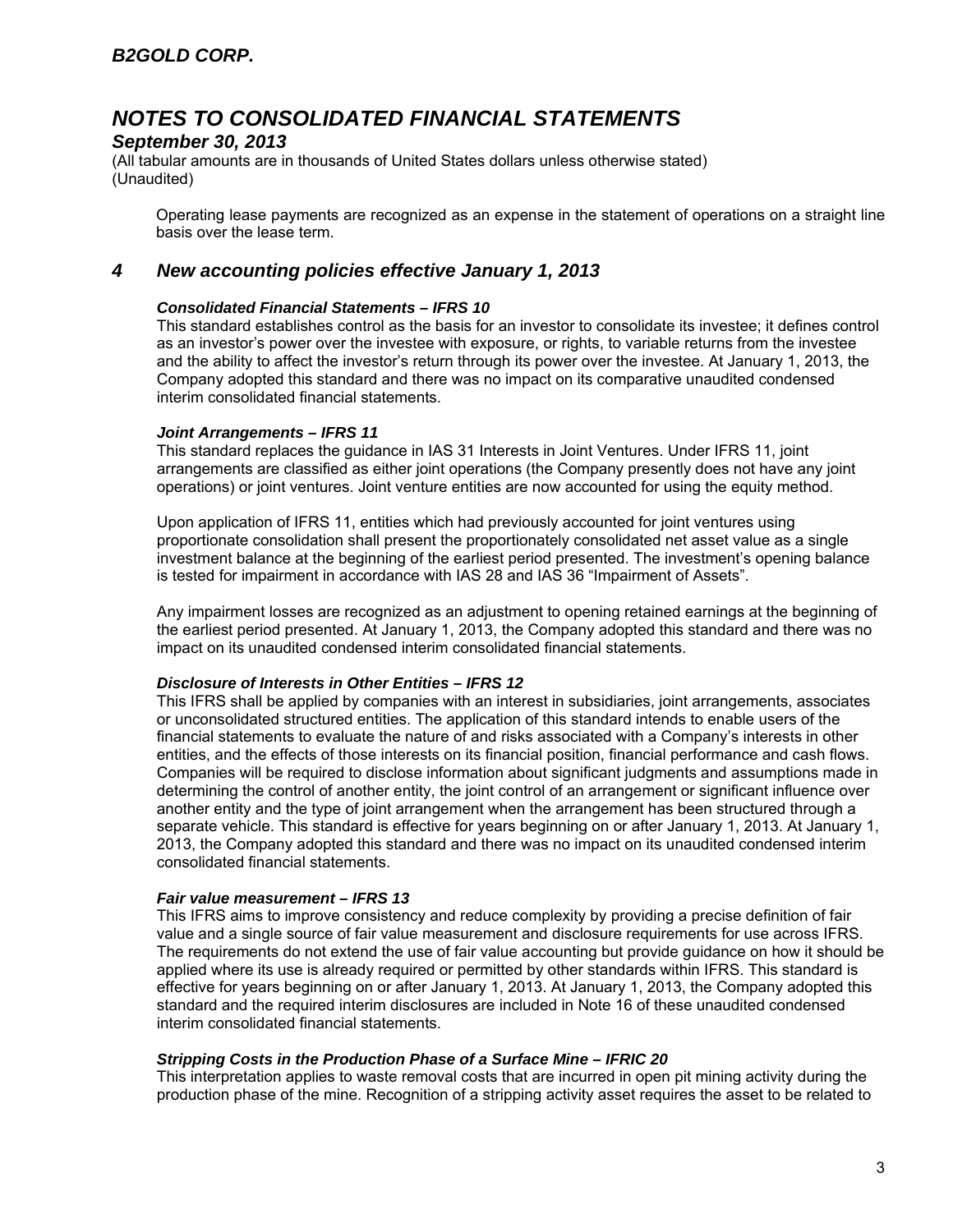Operating lease payments are recognized as an expense in the statement of operations on a straight line basis over the lease term.

## 4 New accounting policies effective January 1, 2013

***Consolidated Financial Statements – IFRS 10***

This standard establishes control as the basis for an investor to consolidate its investee; it defines control as an investor's power over the investee with exposure, or rights, to variable returns from the investee and the ability to affect the investor's return through its power over the investee. At January 1, 2013, the Company adopted this standard and there was no impact on its comparative unaudited condensed interim consolidated financial statements.

***Joint Arrangements – IFRS 11***

This standard replaces the guidance in IAS 31 Interests in Joint Ventures. Under IFRS 11, joint arrangements are classified as either joint operations (the Company presently does not have any joint operations) or joint ventures. Joint venture entities are now accounted for using the equity method.

Upon application of IFRS 11, entities which had previously accounted for joint ventures using proportionate consolidation shall present the proportionately consolidated net asset value as a single investment balance at the beginning of the earliest period presented. The investment's opening balance is tested for impairment in accordance with IAS 28 and IAS 36 "Impairment of Assets".

Any impairment losses are recognized as an adjustment to opening retained earnings at the beginning of the earliest period presented. At January 1, 2013, the Company adopted this standard and there was no impact on its unaudited condensed interim consolidated financial statements.

***Disclosure of Interests in Other Entities – IFRS 12***

This IFRS shall be applied by companies with an interest in subsidiaries, joint arrangements, associates or unconsolidated structured entities. The application of this standard intends to enable users of the financial statements to evaluate the nature of and risks associated with a Company's interests in other entities, and the effects of those interests on its financial position, financial performance and cash flows. Companies will be required to disclose information about significant judgments and assumptions made in determining the control of another entity, the joint control of an arrangement or significant influence over another entity and the type of joint arrangement when the arrangement has been structured through a separate vehicle. This standard is effective for years beginning on or after January 1, 2013. At January 1, 2013, the Company adopted this standard and there was no impact on its unaudited condensed interim consolidated financial statements.

***Fair value measurement – IFRS 13***

This IFRS aims to improve consistency and reduce complexity by providing a precise definition of fair value and a single source of fair value measurement and disclosure requirements for use across IFRS. The requirements do not extend the use of fair value accounting but provide guidance on how it should be applied where its use is already required or permitted by other standards within IFRS. This standard is effective for years beginning on or after January 1, 2013. At January 1, 2013, the Company adopted this standard and the required interim disclosures are included in Note 16 of these unaudited condensed interim consolidated financial statements.

***Stripping Costs in the Production Phase of a Surface Mine – IFRIC 20***

This interpretation applies to waste removal costs that are incurred in open pit mining activity during the production phase of the mine. Recognition of a stripping activity asset requires the asset to be related to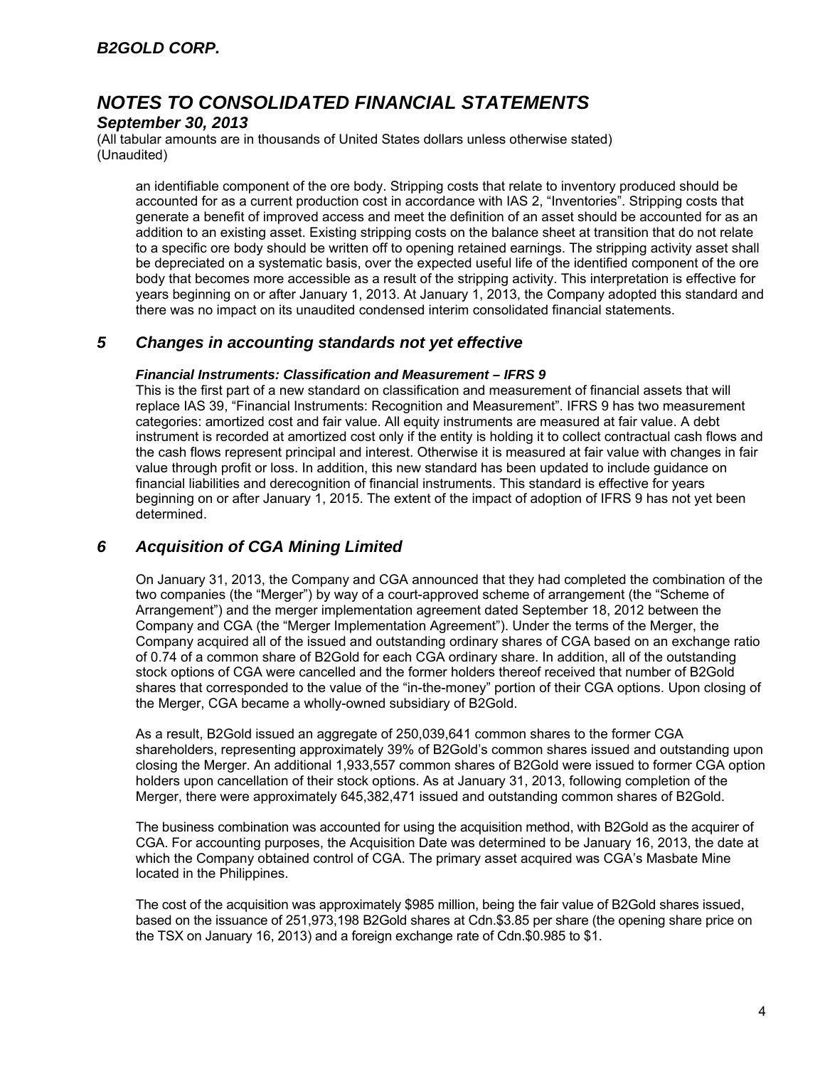an identifiable component of the ore body. Stripping costs that relate to inventory produced should be accounted for as a current production cost in accordance with IAS 2, "Inventories". Stripping costs that generate a benefit of improved access and meet the definition of an asset should be accounted for as an addition to an existing asset. Existing stripping costs on the balance sheet at transition that do not relate to a specific ore body should be written off to opening retained earnings. The stripping activity asset shall be depreciated on a systematic basis, over the expected useful life of the identified component of the ore body that becomes more accessible as a result of the stripping activity. This interpretation is effective for years beginning on or after January 1, 2013. At January 1, 2013, the Company adopted this standard and there was no impact on its unaudited condensed interim consolidated financial statements.

## 5 Changes in accounting standards not yet effective

***Financial Instruments: Classification and Measurement – IFRS 9***

This is the first part of a new standard on classification and measurement of financial assets that will replace IAS 39, "Financial Instruments: Recognition and Measurement". IFRS 9 has two measurement categories: amortized cost and fair value. All equity instruments are measured at fair value. A debt instrument is recorded at amortized cost only if the entity is holding it to collect contractual cash flows and the cash flows represent principal and interest. Otherwise it is measured at fair value with changes in fair value through profit or loss. In addition, this new standard has been updated to include guidance on financial liabilities and derecognition of financial instruments. This standard is effective for years beginning on or after January 1, 2015. The extent of the impact of adoption of IFRS 9 has not yet been determined.

## 6 Acquisition of CGA Mining Limited

On January 31, 2013, the Company and CGA announced that they had completed the combination of the two companies (the "Merger") by way of a court-approved scheme of arrangement (the "Scheme of Arrangement") and the merger implementation agreement dated September 18, 2012 between the Company and CGA (the "Merger Implementation Agreement"). Under the terms of the Merger, the Company acquired all of the issued and outstanding ordinary shares of CGA based on an exchange ratio of 0.74 of a common share of B2Gold for each CGA ordinary share. In addition, all of the outstanding stock options of CGA were cancelled and the former holders thereof received that number of B2Gold shares that corresponded to the value of the "in-the-money" portion of their CGA options. Upon closing of the Merger, CGA became a wholly-owned subsidiary of B2Gold.

As a result, B2Gold issued an aggregate of 250,039,641 common shares to the former CGA shareholders, representing approximately 39% of B2Gold's common shares issued and outstanding upon closing the Merger. An additional 1,933,557 common shares of B2Gold were issued to former CGA option holders upon cancellation of their stock options. As at January 31, 2013, following completion of the Merger, there were approximately 645,382,471 issued and outstanding common shares of B2Gold.

The business combination was accounted for using the acquisition method, with B2Gold as the acquirer of CGA. For accounting purposes, the Acquisition Date was determined to be January 16, 2013, the date at which the Company obtained control of CGA. The primary asset acquired was CGA's Masbate Mine located in the Philippines.

The cost of the acquisition was approximately $985 million, being the fair value of B2Gold shares issued, based on the issuance of 251,973,198 B2Gold shares at Cdn.$3.85 per share (the opening share price on the TSX on January 16, 2013) and a foreign exchange rate of Cdn.$0.985 to $1.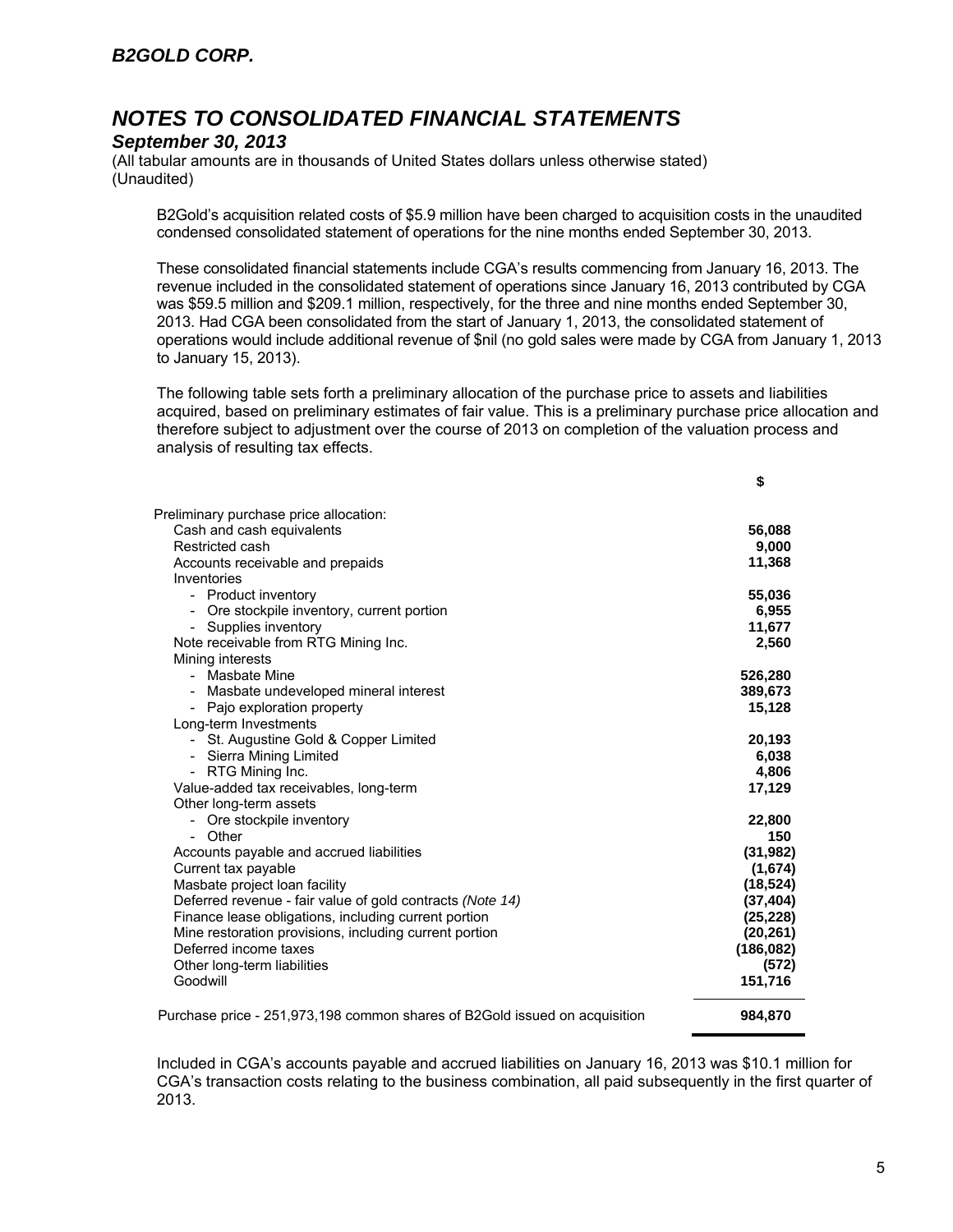# B2GOLD CORP.

# NOTES TO CONSOLIDATED FINANCIAL STATEMENTS

## September 30, 2013

(All tabular amounts are in thousands of United States dollars unless otherwise stated)
(Unaudited)

B2Gold's acquisition related costs of $5.9 million have been charged to acquisition costs in the unaudited condensed consolidated statement of operations for the nine months ended September 30, 2013.

These consolidated financial statements include CGA's results commencing from January 16, 2013. The revenue included in the consolidated statement of operations since January 16, 2013 contributed by CGA was $59.5 million and $209.1 million, respectively, for the three and nine months ended September 30, 2013. Had CGA been consolidated from the start of January 1, 2013, the consolidated statement of operations would include additional revenue of $nil (no gold sales were made by CGA from January 1, 2013 to January 15, 2013).

The following table sets forth a preliminary allocation of the purchase price to assets and liabilities acquired, based on preliminary estimates of fair value. This is a preliminary purchase price allocation and therefore subject to adjustment over the course of 2013 on completion of the valuation process and analysis of resulting tax effects.

| | $ |
|---|---|
| Preliminary purchase price allocation: | |
| Cash and cash equivalents | **56,088** |
| Restricted cash | **9,000** |
| Accounts receivable and prepaids | **11,368** |
| Inventories | |
| - Product inventory | **55,036** |
| - Ore stockpile inventory, current portion | **6,955** |
| - Supplies inventory | **11,677** |
| Note receivable from RTG Mining Inc. | **2,560** |
| Mining interests | |
| - Masbate Mine | **526,280** |
| - Masbate undeveloped mineral interest | **389,673** |
| - Pajo exploration property | **15,128** |
| Long-term Investments | |
| - St. Augustine Gold & Copper Limited | **20,193** |
| - Sierra Mining Limited | **6,038** |
| - RTG Mining Inc. | **4,806** |
| Value-added tax receivables, long-term | **17,129** |
| Other long-term assets | |
| - Ore stockpile inventory | **22,800** |
| - Other | **150** |
| Accounts payable and accrued liabilities | **(31,982)** |
| Current tax payable | **(1,674)** |
| Masbate project loan facility | **(18,524)** |
| Deferred revenue - fair value of gold contracts *(Note 14)* | **(37,404)** |
| Finance lease obligations, including current portion | **(25,228)** |
| Mine restoration provisions, including current portion | **(20,261)** |
| Deferred income taxes | **(186,082)** |
| Other long-term liabilities | **(572)** |
| Goodwill | **151,716** |
| Purchase price - 251,973,198 common shares of B2Gold issued on acquisition | **984,870** |

Included in CGA's accounts payable and accrued liabilities on January 16, 2013 was $10.1 million for CGA's transaction costs relating to the business combination, all paid subsequently in the first quarter of 2013.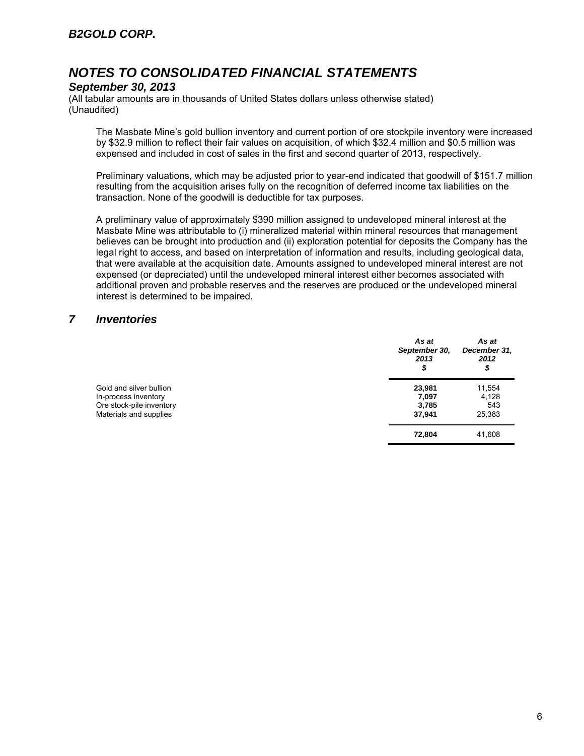The Masbate Mine's gold bullion inventory and current portion of ore stockpile inventory were increased by \$32.9 million to reflect their fair values on acquisition, of which \$32.4 million and \$0.5 million was expensed and included in cost of sales in the first and second quarter of 2013, respectively.

Preliminary valuations, which may be adjusted prior to year-end indicated that goodwill of \$151.7 million resulting from the acquisition arises fully on the recognition of deferred income tax liabilities on the transaction. None of the goodwill is deductible for tax purposes.

A preliminary value of approximately \$390 million assigned to undeveloped mineral interest at the Masbate Mine was attributable to (i) mineralized material within mineral resources that management believes can be brought into production and (ii) exploration potential for deposits the Company has the legal right to access, and based on interpretation of information and results, including geological data, that were available at the acquisition date. Amounts assigned to undeveloped mineral interest are not expensed (or depreciated) until the undeveloped mineral interest either becomes associated with additional proven and probable reserves and the reserves are produced or the undeveloped mineral interest is determined to be impaired.

## 7 Inventories

| | *As at September 30, 2013* *\$* | *As at December 31, 2012* *\$* |
|---|---|---|
| Gold and silver bullion | **23,981** | 11,554 |
| In-process inventory | **7,097** | 4,128 |
| Ore stock-pile inventory | **3,785** | 543 |
| Materials and supplies | **37,941** | 25,383 |
| | **72,804** | 41,608 |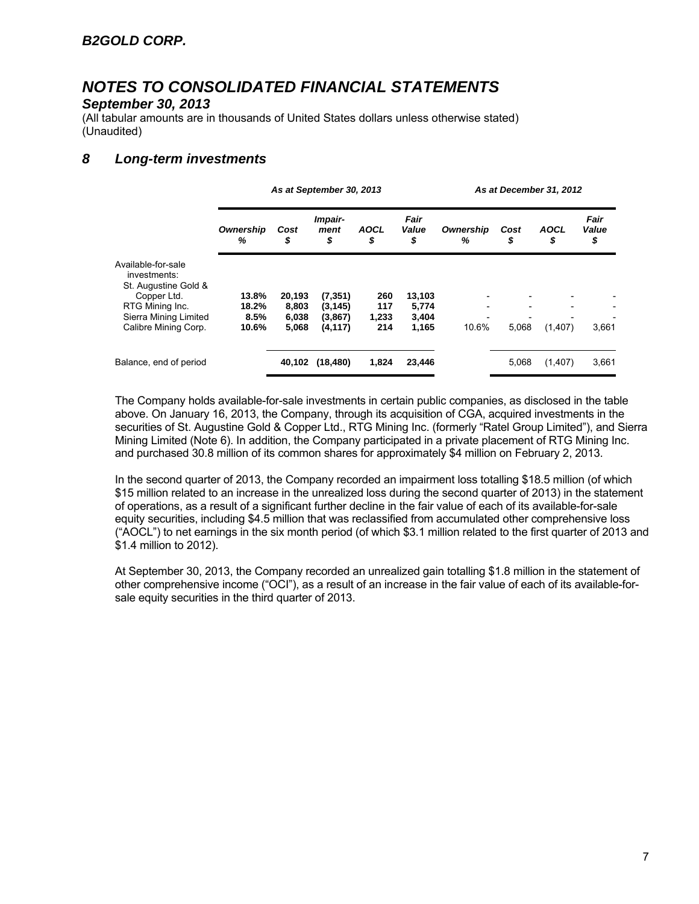# B2GOLD CORP.

## NOTES TO CONSOLIDATED FINANCIAL STATEMENTS

### September 30, 2013

(All tabular amounts are in thousands of United States dollars unless otherwise stated)
(Unaudited)

## 8 Long-term investments

| | *As at September 30, 2013* | | | | | *As at December 31, 2012* | | | |
|---|---|---|---|---|---|---|---|---|---|
| | ***Ownership %*** | ***Cost $*** | ***Impair-ment $*** | ***AOCL $*** | ***Fair Value $*** | ***Ownership %*** | ***Cost $*** | ***AOCL $*** | ***Fair Value $*** |
| Available-for-sale investments: | | | | | | | | | |
| St. Augustine Gold & Copper Ltd. | **13.8%** | **20,193** | **(7,351)** | **260** | **13,103** | - | - | - | - |
| RTG Mining Inc. | **18.2%** | **8,803** | **(3,145)** | **117** | **5,774** | - | - | - | - |
| Sierra Mining Limited | **8.5%** | **6,038** | **(3,867)** | **1,233** | **3,404** | - | - | - | - |
| Calibre Mining Corp. | **10.6%** | **5,068** | **(4,117)** | **214** | **1,165** | 10.6% | 5,068 | (1,407) | 3,661 |
| Balance, end of period | | **40,102** | **(18,480)** | **1,824** | **23,446** | | 5,068 | (1,407) | 3,661 |

The Company holds available-for-sale investments in certain public companies, as disclosed in the table above. On January 16, 2013, the Company, through its acquisition of CGA, acquired investments in the securities of St. Augustine Gold & Copper Ltd., RTG Mining Inc. (formerly "Ratel Group Limited"), and Sierra Mining Limited (Note 6). In addition, the Company participated in a private placement of RTG Mining Inc. and purchased 30.8 million of its common shares for approximately $4 million on February 2, 2013.

In the second quarter of 2013, the Company recorded an impairment loss totalling $18.5 million (of which $15 million related to an increase in the unrealized loss during the second quarter of 2013) in the statement of operations, as a result of a significant further decline in the fair value of each of its available-for-sale equity securities, including $4.5 million that was reclassified from accumulated other comprehensive loss ("AOCL") to net earnings in the six month period (of which $3.1 million related to the first quarter of 2013 and $1.4 million to 2012).

At September 30, 2013, the Company recorded an unrealized gain totalling $1.8 million in the statement of other comprehensive income ("OCI"), as a result of an increase in the fair value of each of its available-for-sale equity securities in the third quarter of 2013.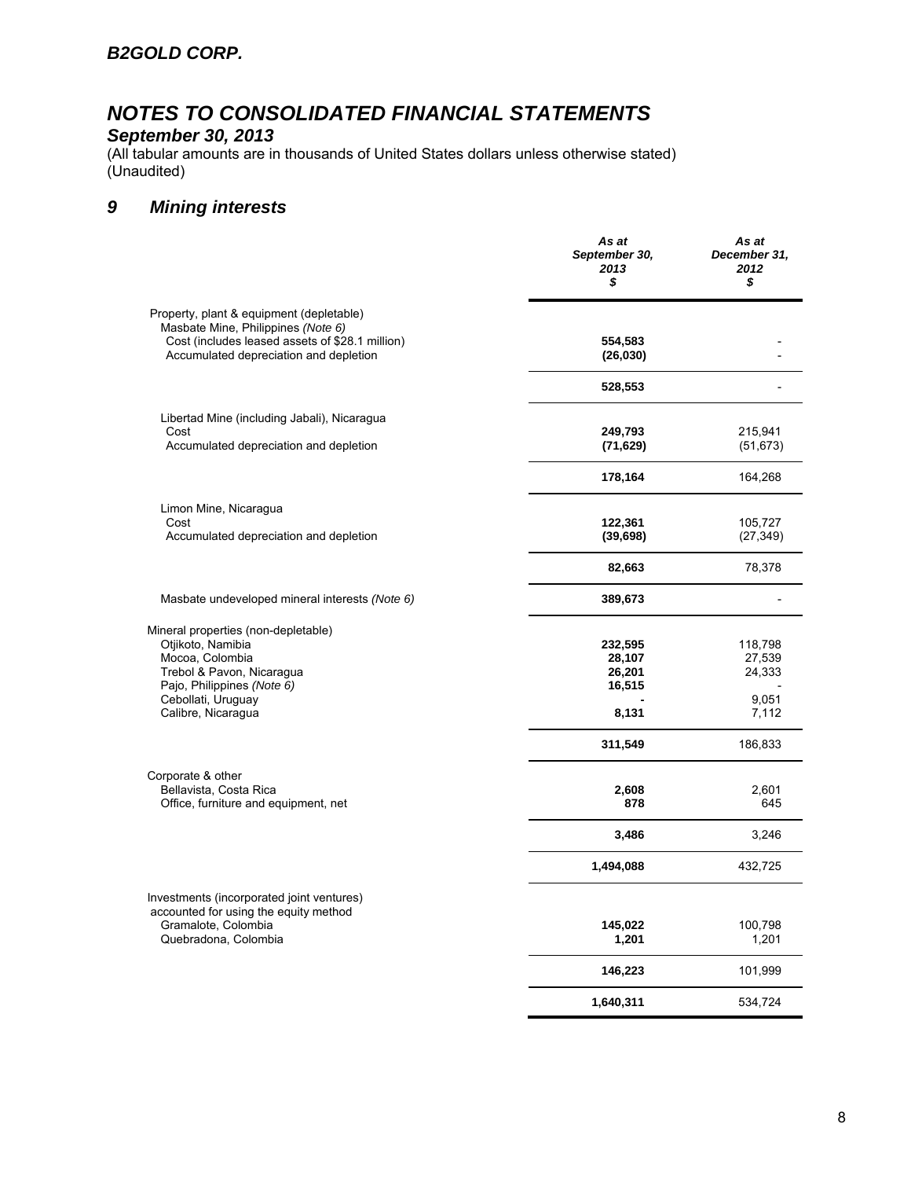# B2GOLD CORP.

# NOTES TO CONSOLIDATED FINANCIAL STATEMENTS

## September 30, 2013

(All tabular amounts are in thousands of United States dollars unless otherwise stated)
(Unaudited)

## 9 Mining interests

| | As at September 30, 2013 $ | As at December 31, 2012 $ |
|---|---|---|
| Property, plant & equipment (depletable) | | |
| Masbate Mine, Philippines *(Note 6)* | | |
| Cost (includes leased assets of $28.1 million) | **554,583** | - |
| Accumulated depreciation and depletion | **(26,030)** | - |
| | **528,553** | - |
| Libertad Mine (including Jabali), Nicaragua | | |
| Cost | **249,793** | 215,941 |
| Accumulated depreciation and depletion | **(71,629)** | (51,673) |
| | **178,164** | 164,268 |
| Limon Mine, Nicaragua | | |
| Cost | **122,361** | 105,727 |
| Accumulated depreciation and depletion | **(39,698)** | (27,349) |
| | **82,663** | 78,378 |
| Masbate undeveloped mineral interests *(Note 6)* | **389,673** | - |
| Mineral properties (non-depletable) | | |
| Otjikoto, Namibia | **232,595** | 118,798 |
| Mocoa, Colombia | **28,107** | 27,539 |
| Trebol & Pavon, Nicaragua | **26,201** | 24,333 |
| Pajo, Philippines *(Note 6)* | **16,515** | - |
| Cebollati, Uruguay | **-** | 9,051 |
| Calibre, Nicaragua | **8,131** | 7,112 |
| | **311,549** | 186,833 |
| Corporate & other | | |
| Bellavista, Costa Rica | **2,608** | 2,601 |
| Office, furniture and equipment, net | **878** | 645 |
| | **3,486** | 3,246 |
| | **1,494,088** | 432,725 |
| Investments (incorporated joint ventures) accounted for using the equity method | | |
| Gramalote, Colombia | **145,022** | 100,798 |
| Quebradona, Colombia | **1,201** | 1,201 |
| | **146,223** | 101,999 |
| | **1,640,311** | 534,724 |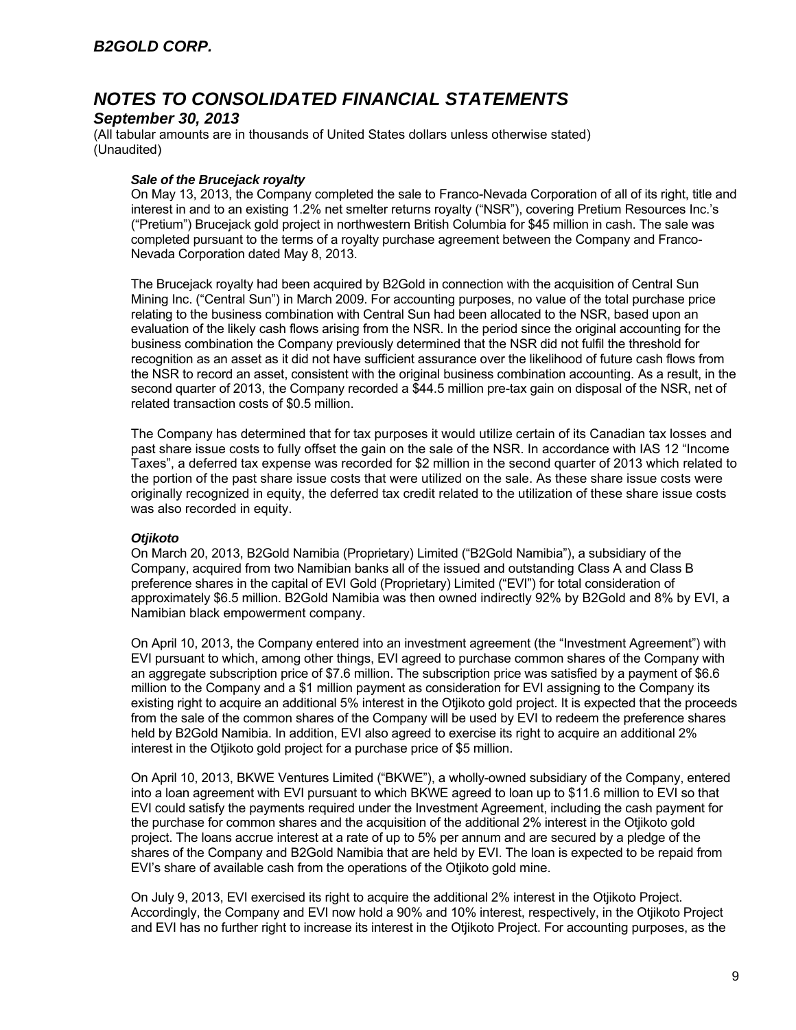# B2GOLD CORP.

## NOTES TO CONSOLIDATED FINANCIAL STATEMENTS

### September 30, 2013

(All tabular amounts are in thousands of United States dollars unless otherwise stated)
(Unaudited)

***Sale of the Brucejack royalty***

On May 13, 2013, the Company completed the sale to Franco-Nevada Corporation of all of its right, title and interest in and to an existing 1.2% net smelter returns royalty ("NSR"), covering Pretium Resources Inc.'s ("Pretium") Brucejack gold project in northwestern British Columbia for $45 million in cash. The sale was completed pursuant to the terms of a royalty purchase agreement between the Company and Franco-Nevada Corporation dated May 8, 2013.

The Brucejack royalty had been acquired by B2Gold in connection with the acquisition of Central Sun Mining Inc. ("Central Sun") in March 2009. For accounting purposes, no value of the total purchase price relating to the business combination with Central Sun had been allocated to the NSR, based upon an evaluation of the likely cash flows arising from the NSR. In the period since the original accounting for the business combination the Company previously determined that the NSR did not fulfil the threshold for recognition as an asset as it did not have sufficient assurance over the likelihood of future cash flows from the NSR to record an asset, consistent with the original business combination accounting. As a result, in the second quarter of 2013, the Company recorded a $44.5 million pre-tax gain on disposal of the NSR, net of related transaction costs of $0.5 million.

The Company has determined that for tax purposes it would utilize certain of its Canadian tax losses and past share issue costs to fully offset the gain on the sale of the NSR. In accordance with IAS 12 "Income Taxes", a deferred tax expense was recorded for $2 million in the second quarter of 2013 which related to the portion of the past share issue costs that were utilized on the sale. As these share issue costs were originally recognized in equity, the deferred tax credit related to the utilization of these share issue costs was also recorded in equity.

***Otjikoto***

On March 20, 2013, B2Gold Namibia (Proprietary) Limited ("B2Gold Namibia"), a subsidiary of the Company, acquired from two Namibian banks all of the issued and outstanding Class A and Class B preference shares in the capital of EVI Gold (Proprietary) Limited ("EVI") for total consideration of approximately $6.5 million. B2Gold Namibia was then owned indirectly 92% by B2Gold and 8% by EVI, a Namibian black empowerment company.

On April 10, 2013, the Company entered into an investment agreement (the "Investment Agreement") with EVI pursuant to which, among other things, EVI agreed to purchase common shares of the Company with an aggregate subscription price of $7.6 million. The subscription price was satisfied by a payment of $6.6 million to the Company and a $1 million payment as consideration for EVI assigning to the Company its existing right to acquire an additional 5% interest in the Otjikoto gold project. It is expected that the proceeds from the sale of the common shares of the Company will be used by EVI to redeem the preference shares held by B2Gold Namibia. In addition, EVI also agreed to exercise its right to acquire an additional 2% interest in the Otjikoto gold project for a purchase price of $5 million.

On April 10, 2013, BKWE Ventures Limited ("BKWE"), a wholly-owned subsidiary of the Company, entered into a loan agreement with EVI pursuant to which BKWE agreed to loan up to $11.6 million to EVI so that EVI could satisfy the payments required under the Investment Agreement, including the cash payment for the purchase for common shares and the acquisition of the additional 2% interest in the Otjikoto gold project. The loans accrue interest at a rate of up to 5% per annum and are secured by a pledge of the shares of the Company and B2Gold Namibia that are held by EVI. The loan is expected to be repaid from EVI's share of available cash from the operations of the Otjikoto gold mine.

On July 9, 2013, EVI exercised its right to acquire the additional 2% interest in the Otjikoto Project. Accordingly, the Company and EVI now hold a 90% and 10% interest, respectively, in the Otjikoto Project and EVI has no further right to increase its interest in the Otjikoto Project. For accounting purposes, as the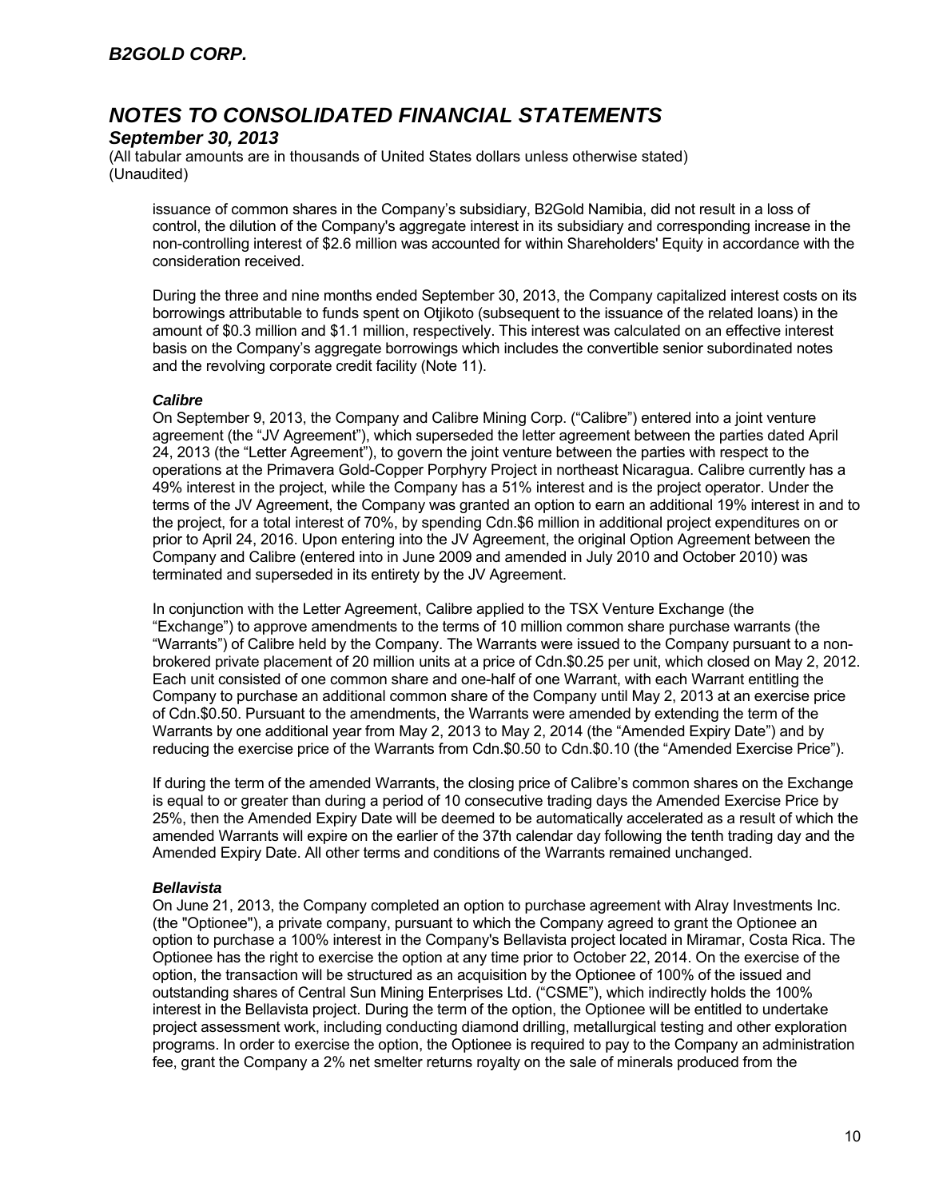issuance of common shares in the Company's subsidiary, B2Gold Namibia, did not result in a loss of control, the dilution of the Company's aggregate interest in its subsidiary and corresponding increase in the non-controlling interest of $2.6 million was accounted for within Shareholders' Equity in accordance with the consideration received.

During the three and nine months ended September 30, 2013, the Company capitalized interest costs on its borrowings attributable to funds spent on Otjikoto (subsequent to the issuance of the related loans) in the amount of $0.3 million and $1.1 million, respectively. This interest was calculated on an effective interest basis on the Company's aggregate borrowings which includes the convertible senior subordinated notes and the revolving corporate credit facility (Note 11).

***Calibre***

On September 9, 2013, the Company and Calibre Mining Corp. ("Calibre") entered into a joint venture agreement (the "JV Agreement"), which superseded the letter agreement between the parties dated April 24, 2013 (the "Letter Agreement"), to govern the joint venture between the parties with respect to the operations at the Primavera Gold-Copper Porphyry Project in northeast Nicaragua. Calibre currently has a 49% interest in the project, while the Company has a 51% interest and is the project operator. Under the terms of the JV Agreement, the Company was granted an option to earn an additional 19% interest in and to the project, for a total interest of 70%, by spending Cdn.$6 million in additional project expenditures on or prior to April 24, 2016. Upon entering into the JV Agreement, the original Option Agreement between the Company and Calibre (entered into in June 2009 and amended in July 2010 and October 2010) was terminated and superseded in its entirety by the JV Agreement.

In conjunction with the Letter Agreement, Calibre applied to the TSX Venture Exchange (the "Exchange") to approve amendments to the terms of 10 million common share purchase warrants (the "Warrants") of Calibre held by the Company. The Warrants were issued to the Company pursuant to a non-brokered private placement of 20 million units at a price of Cdn.$0.25 per unit, which closed on May 2, 2012. Each unit consisted of one common share and one-half of one Warrant, with each Warrant entitling the Company to purchase an additional common share of the Company until May 2, 2013 at an exercise price of Cdn.$0.50. Pursuant to the amendments, the Warrants were amended by extending the term of the Warrants by one additional year from May 2, 2013 to May 2, 2014 (the "Amended Expiry Date") and by reducing the exercise price of the Warrants from Cdn.$0.50 to Cdn.$0.10 (the "Amended Exercise Price").

If during the term of the amended Warrants, the closing price of Calibre's common shares on the Exchange is equal to or greater than during a period of 10 consecutive trading days the Amended Exercise Price by 25%, then the Amended Expiry Date will be deemed to be automatically accelerated as a result of which the amended Warrants will expire on the earlier of the 37th calendar day following the tenth trading day and the Amended Expiry Date. All other terms and conditions of the Warrants remained unchanged.

***Bellavista***

On June 21, 2013, the Company completed an option to purchase agreement with Alray Investments Inc. (the "Optionee"), a private company, pursuant to which the Company agreed to grant the Optionee an option to purchase a 100% interest in the Company's Bellavista project located in Miramar, Costa Rica. The Optionee has the right to exercise the option at any time prior to October 22, 2014. On the exercise of the option, the transaction will be structured as an acquisition by the Optionee of 100% of the issued and outstanding shares of Central Sun Mining Enterprises Ltd. ("CSME"), which indirectly holds the 100% interest in the Bellavista project. During the term of the option, the Optionee will be entitled to undertake project assessment work, including conducting diamond drilling, metallurgical testing and other exploration programs. In order to exercise the option, the Optionee is required to pay to the Company an administration fee, grant the Company a 2% net smelter returns royalty on the sale of minerals produced from the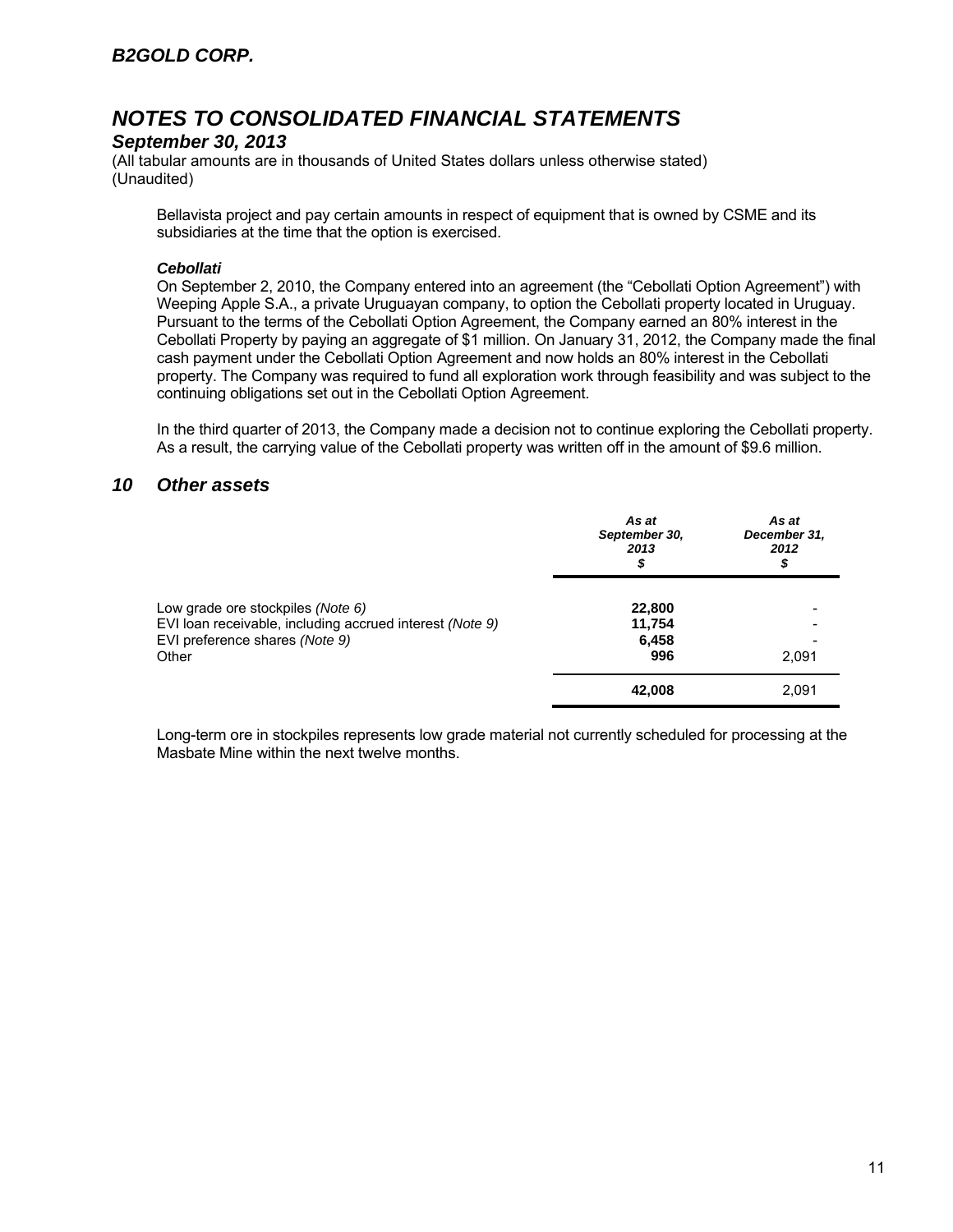Bellavista project and pay certain amounts in respect of equipment that is owned by CSME and its subsidiaries at the time that the option is exercised.

***Cebollati***

On September 2, 2010, the Company entered into an agreement (the "Cebollati Option Agreement") with Weeping Apple S.A., a private Uruguayan company, to option the Cebollati property located in Uruguay. Pursuant to the terms of the Cebollati Option Agreement, the Company earned an 80% interest in the Cebollati Property by paying an aggregate of $1 million. On January 31, 2012, the Company made the final cash payment under the Cebollati Option Agreement and now holds an 80% interest in the Cebollati property. The Company was required to fund all exploration work through feasibility and was subject to the continuing obligations set out in the Cebollati Option Agreement.

In the third quarter of 2013, the Company made a decision not to continue exploring the Cebollati property. As a result, the carrying value of the Cebollati property was written off in the amount of $9.6 million.

## *10 Other assets*

| | *As at September 30, 2013 $* | *As at December 31, 2012 $* |
|---|---|---|
| Low grade ore stockpiles *(Note 6)* | **22,800** | - |
| EVI loan receivable, including accrued interest *(Note 9)* | **11,754** | - |
| EVI preference shares *(Note 9)* | **6,458** | - |
| Other | **996** | 2,091 |
| | **42,008** | 2,091 |

Long-term ore in stockpiles represents low grade material not currently scheduled for processing at the Masbate Mine within the next twelve months.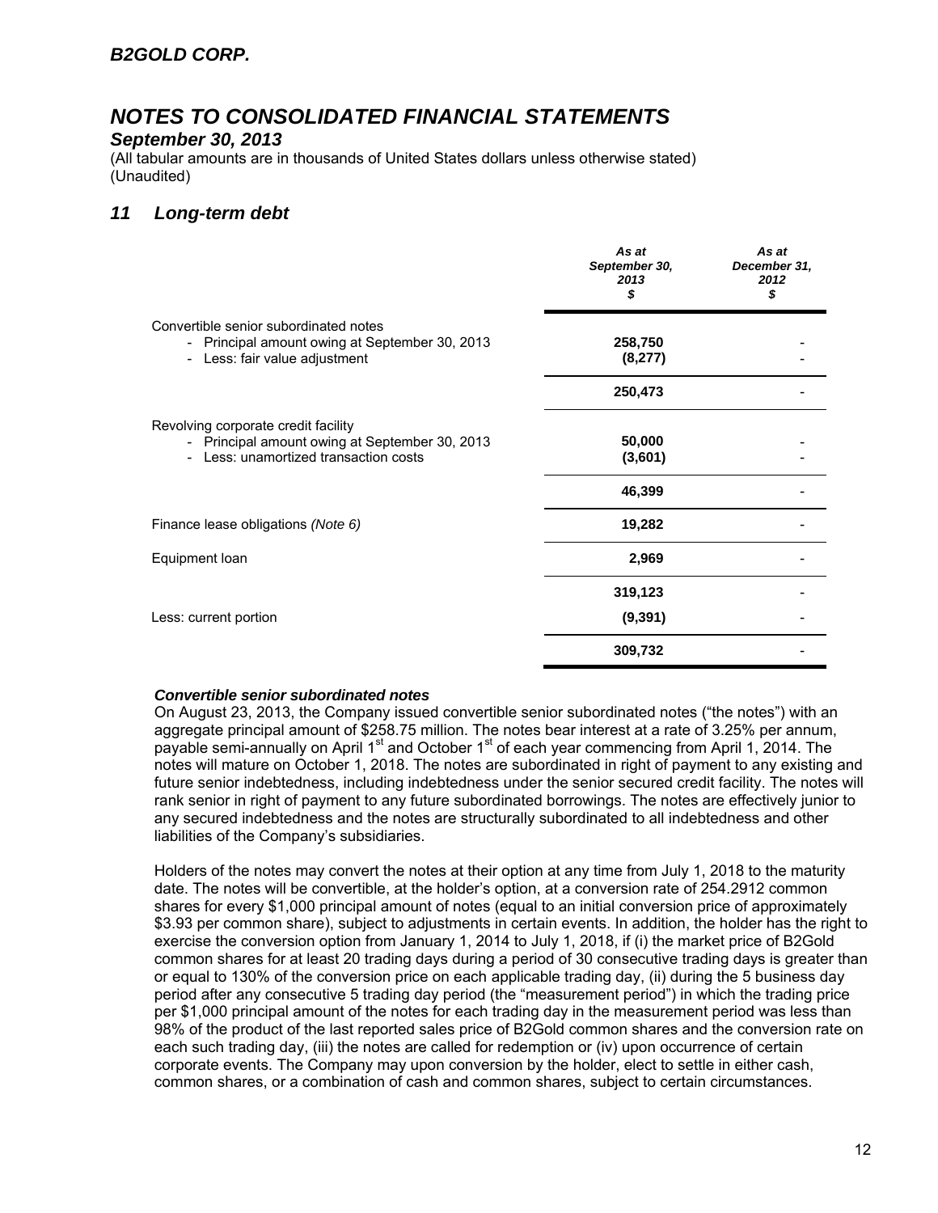*B2GOLD CORP.*

# *NOTES TO CONSOLIDATED FINANCIAL STATEMENTS*

***September 30, 2013***

(All tabular amounts are in thousands of United States dollars unless otherwise stated)
(Unaudited)

## *11 Long-term debt*

| | *As at September 30, 2013 $* | *As at December 31, 2012 $* |
|---|---|---|
| Convertible senior subordinated notes | | |
| - Principal amount owing at September 30, 2013 | **258,750** | - |
| - Less: fair value adjustment | **(8,277)** | - |
| | **250,473** | - |
| Revolving corporate credit facility | | |
| - Principal amount owing at September 30, 2013 | **50,000** | - |
| - Less: unamortized transaction costs | **(3,601)** | - |
| | **46,399** | - |
| Finance lease obligations *(Note 6)* | **19,282** | - |
| Equipment loan | **2,969** | - |
| | **319,123** | - |
| Less: current portion | **(9,391)** | - |
| | **309,732** | - |

***Convertible senior subordinated notes***

On August 23, 2013, the Company issued convertible senior subordinated notes ("the notes") with an aggregate principal amount of $258.75 million. The notes bear interest at a rate of 3.25% per annum, payable semi-annually on April 1st and October 1st of each year commencing from April 1, 2014. The notes will mature on October 1, 2018. The notes are subordinated in right of payment to any existing and future senior indebtedness, including indebtedness under the senior secured credit facility. The notes will rank senior in right of payment to any future subordinated borrowings. The notes are effectively junior to any secured indebtedness and the notes are structurally subordinated to all indebtedness and other liabilities of the Company's subsidiaries.

Holders of the notes may convert the notes at their option at any time from July 1, 2018 to the maturity date. The notes will be convertible, at the holder's option, at a conversion rate of 254.2912 common shares for every $1,000 principal amount of notes (equal to an initial conversion price of approximately $3.93 per common share), subject to adjustments in certain events. In addition, the holder has the right to exercise the conversion option from January 1, 2014 to July 1, 2018, if (i) the market price of B2Gold common shares for at least 20 trading days during a period of 30 consecutive trading days is greater than or equal to 130% of the conversion price on each applicable trading day, (ii) during the 5 business day period after any consecutive 5 trading day period (the "measurement period") in which the trading price per $1,000 principal amount of the notes for each trading day in the measurement period was less than 98% of the product of the last reported sales price of B2Gold common shares and the conversion rate on each such trading day, (iii) the notes are called for redemption or (iv) upon occurrence of certain corporate events. The Company may upon conversion by the holder, elect to settle in either cash, common shares, or a combination of cash and common shares, subject to certain circumstances.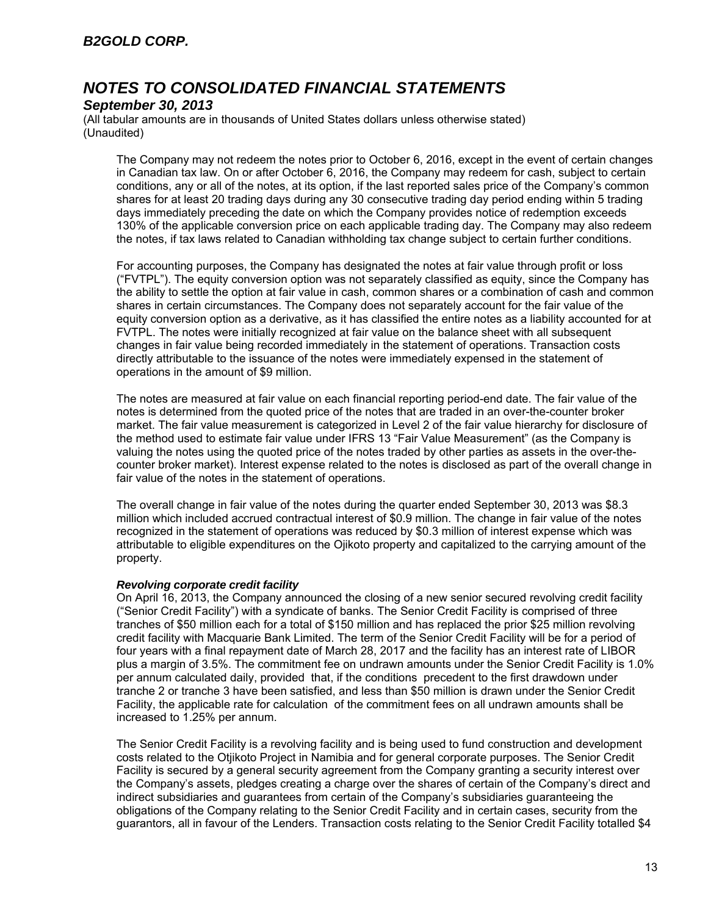The Company may not redeem the notes prior to October 6, 2016, except in the event of certain changes in Canadian tax law. On or after October 6, 2016, the Company may redeem for cash, subject to certain conditions, any or all of the notes, at its option, if the last reported sales price of the Company's common shares for at least 20 trading days during any 30 consecutive trading day period ending within 5 trading days immediately preceding the date on which the Company provides notice of redemption exceeds 130% of the applicable conversion price on each applicable trading day. The Company may also redeem the notes, if tax laws related to Canadian withholding tax change subject to certain further conditions.

For accounting purposes, the Company has designated the notes at fair value through profit or loss ("FVTPL"). The equity conversion option was not separately classified as equity, since the Company has the ability to settle the option at fair value in cash, common shares or a combination of cash and common shares in certain circumstances. The Company does not separately account for the fair value of the equity conversion option as a derivative, as it has classified the entire notes as a liability accounted for at FVTPL. The notes were initially recognized at fair value on the balance sheet with all subsequent changes in fair value being recorded immediately in the statement of operations. Transaction costs directly attributable to the issuance of the notes were immediately expensed in the statement of operations in the amount of $9 million.

The notes are measured at fair value on each financial reporting period-end date. The fair value of the notes is determined from the quoted price of the notes that are traded in an over-the-counter broker market. The fair value measurement is categorized in Level 2 of the fair value hierarchy for disclosure of the method used to estimate fair value under IFRS 13 "Fair Value Measurement" (as the Company is valuing the notes using the quoted price of the notes traded by other parties as assets in the over-the-counter broker market). Interest expense related to the notes is disclosed as part of the overall change in fair value of the notes in the statement of operations.

The overall change in fair value of the notes during the quarter ended September 30, 2013 was $8.3 million which included accrued contractual interest of $0.9 million. The change in fair value of the notes recognized in the statement of operations was reduced by $0.3 million of interest expense which was attributable to eligible expenditures on the Ojikoto property and capitalized to the carrying amount of the property.

***Revolving corporate credit facility***

On April 16, 2013, the Company announced the closing of a new senior secured revolving credit facility ("Senior Credit Facility") with a syndicate of banks. The Senior Credit Facility is comprised of three tranches of $50 million each for a total of $150 million and has replaced the prior $25 million revolving credit facility with Macquarie Bank Limited. The term of the Senior Credit Facility will be for a period of four years with a final repayment date of March 28, 2017 and the facility has an interest rate of LIBOR plus a margin of 3.5%. The commitment fee on undrawn amounts under the Senior Credit Facility is 1.0% per annum calculated daily, provided that, if the conditions precedent to the first drawdown under tranche 2 or tranche 3 have been satisfied, and less than $50 million is drawn under the Senior Credit Facility, the applicable rate for calculation of the commitment fees on all undrawn amounts shall be increased to 1.25% per annum.

The Senior Credit Facility is a revolving facility and is being used to fund construction and development costs related to the Otjikoto Project in Namibia and for general corporate purposes. The Senior Credit Facility is secured by a general security agreement from the Company granting a security interest over the Company's assets, pledges creating a charge over the shares of certain of the Company's direct and indirect subsidiaries and guarantees from certain of the Company's subsidiaries guaranteeing the obligations of the Company relating to the Senior Credit Facility and in certain cases, security from the guarantors, all in favour of the Lenders. Transaction costs relating to the Senior Credit Facility totalled $4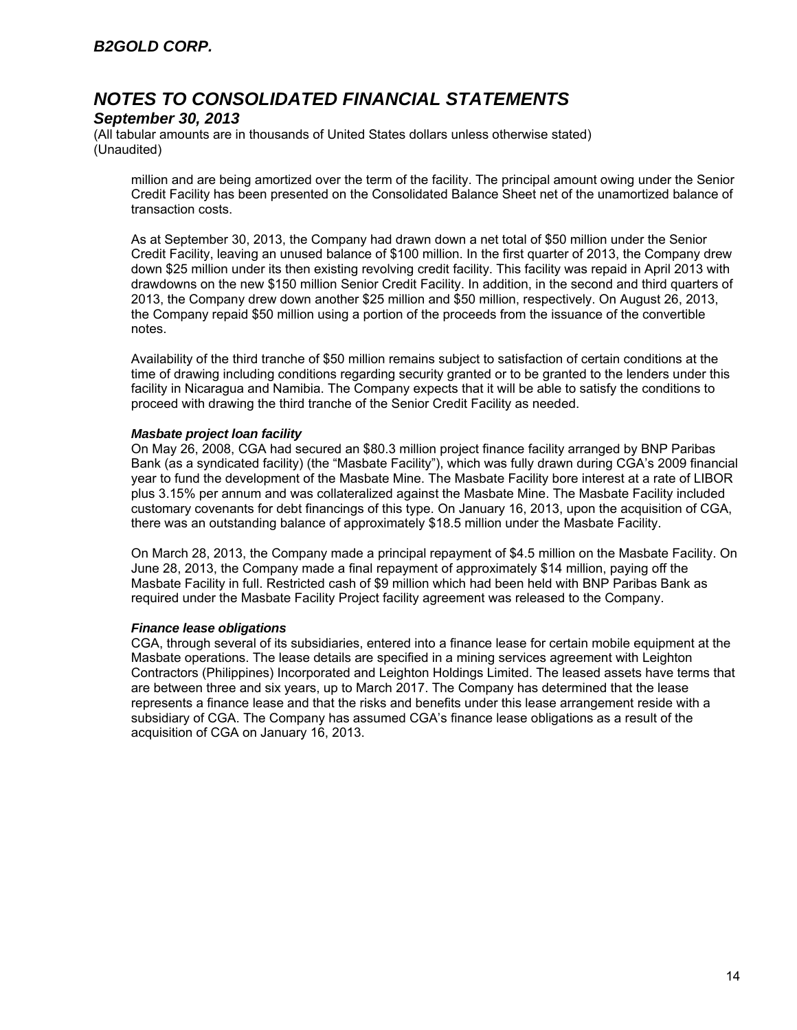million and are being amortized over the term of the facility. The principal amount owing under the Senior Credit Facility has been presented on the Consolidated Balance Sheet net of the unamortized balance of transaction costs.

As at September 30, 2013, the Company had drawn down a net total of $50 million under the Senior Credit Facility, leaving an unused balance of $100 million. In the first quarter of 2013, the Company drew down $25 million under its then existing revolving credit facility. This facility was repaid in April 2013 with drawdowns on the new $150 million Senior Credit Facility. In addition, in the second and third quarters of 2013, the Company drew down another $25 million and $50 million, respectively. On August 26, 2013, the Company repaid $50 million using a portion of the proceeds from the issuance of the convertible notes.

Availability of the third tranche of $50 million remains subject to satisfaction of certain conditions at the time of drawing including conditions regarding security granted or to be granted to the lenders under this facility in Nicaragua and Namibia. The Company expects that it will be able to satisfy the conditions to proceed with drawing the third tranche of the Senior Credit Facility as needed.

***Masbate project loan facility***

On May 26, 2008, CGA had secured an $80.3 million project finance facility arranged by BNP Paribas Bank (as a syndicated facility) (the "Masbate Facility"), which was fully drawn during CGA's 2009 financial year to fund the development of the Masbate Mine. The Masbate Facility bore interest at a rate of LIBOR plus 3.15% per annum and was collateralized against the Masbate Mine. The Masbate Facility included customary covenants for debt financings of this type. On January 16, 2013, upon the acquisition of CGA, there was an outstanding balance of approximately $18.5 million under the Masbate Facility.

On March 28, 2013, the Company made a principal repayment of $4.5 million on the Masbate Facility. On June 28, 2013, the Company made a final repayment of approximately $14 million, paying off the Masbate Facility in full. Restricted cash of $9 million which had been held with BNP Paribas Bank as required under the Masbate Facility Project facility agreement was released to the Company.

***Finance lease obligations***

CGA, through several of its subsidiaries, entered into a finance lease for certain mobile equipment at the Masbate operations. The lease details are specified in a mining services agreement with Leighton Contractors (Philippines) Incorporated and Leighton Holdings Limited. The leased assets have terms that are between three and six years, up to March 2017. The Company has determined that the lease represents a finance lease and that the risks and benefits under this lease arrangement reside with a subsidiary of CGA. The Company has assumed CGA's finance lease obligations as a result of the acquisition of CGA on January 16, 2013.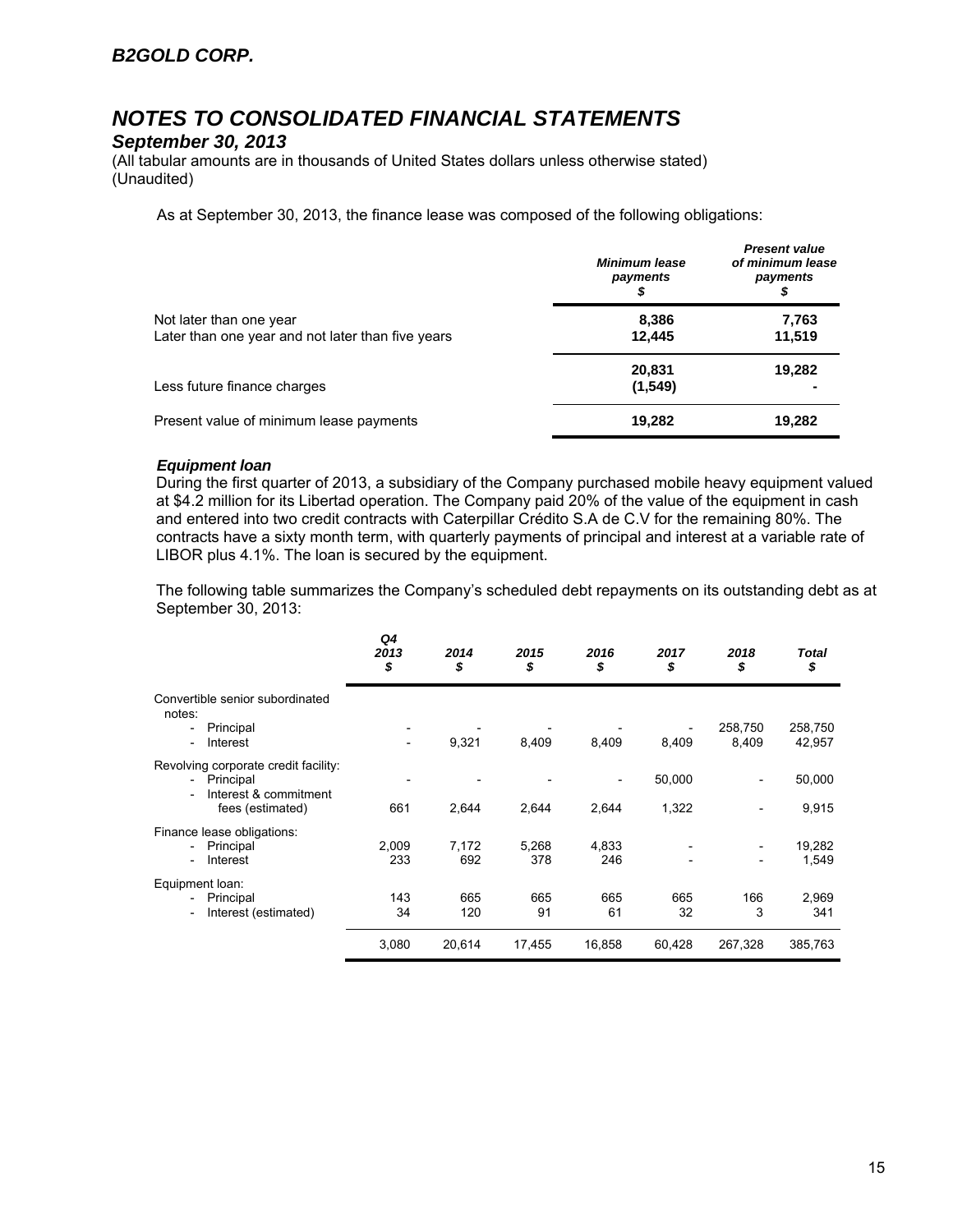As at September 30, 2013, the finance lease was composed of the following obligations:

| | Minimum lease payments $ | Present value of minimum lease payments $ |
|---|---|---|
| Not later than one year | 8,386 | 7,763 |
| Later than one year and not later than five years | 12,445 | 11,519 |
| | 20,831 | 19,282 |
| Less future finance charges | (1,549) | - |
| Present value of minimum lease payments | 19,282 | 19,282 |

***Equipment loan***

During the first quarter of 2013, a subsidiary of the Company purchased mobile heavy equipment valued at $4.2 million for its Libertad operation. The Company paid 20% of the value of the equipment in cash and entered into two credit contracts with Caterpillar Crédito S.A de C.V for the remaining 80%. The contracts have a sixty month term, with quarterly payments of principal and interest at a variable rate of LIBOR plus 4.1%. The loan is secured by the equipment.

The following table summarizes the Company's scheduled debt repayments on its outstanding debt as at September 30, 2013:

| | Q4 2013 $ | 2014 $ | 2015 $ | 2016 $ | 2017 $ | 2018 $ | Total $ |
|---|---|---|---|---|---|---|---|
| Convertible senior subordinated notes: | | | | | | | |
| - Principal | - | - | - | - | - | 258,750 | 258,750 |
| - Interest | - | 9,321 | 8,409 | 8,409 | 8,409 | 8,409 | 42,957 |
| Revolving corporate credit facility: | | | | | | | |
| - Principal | - | - | - | - | 50,000 | - | 50,000 |
| - Interest & commitment fees (estimated) | 661 | 2,644 | 2,644 | 2,644 | 1,322 | - | 9,915 |
| Finance lease obligations: | | | | | | | |
| - Principal | 2,009 | 7,172 | 5,268 | 4,833 | - | - | 19,282 |
| - Interest | 233 | 692 | 378 | 246 | - | - | 1,549 |
| Equipment loan: | | | | | | | |
| - Principal | 143 | 665 | 665 | 665 | 665 | 166 | 2,969 |
| - Interest (estimated) | 34 | 120 | 91 | 61 | 32 | 3 | 341 |
| | 3,080 | 20,614 | 17,455 | 16,858 | 60,428 | 267,328 | 385,763 |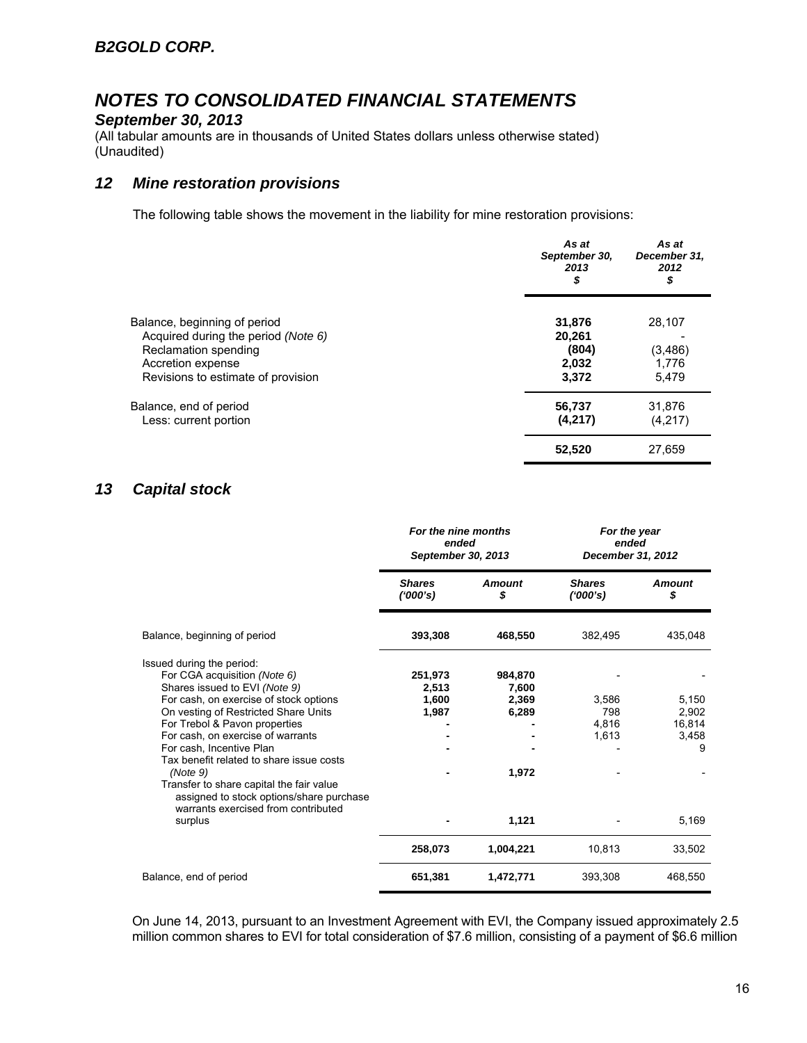# B2GOLD CORP.

## NOTES TO CONSOLIDATED FINANCIAL STATEMENTS

### September 30, 2013

(All tabular amounts are in thousands of United States dollars unless otherwise stated)
(Unaudited)

## 12 Mine restoration provisions

The following table shows the movement in the liability for mine restoration provisions:

| | As at September 30, 2013 $ | As at December 31, 2012 $ |
|---|---|---|
| Balance, beginning of period | **31,876** | 28,107 |
| Acquired during the period *(Note 6)* | **20,261** | - |
| Reclamation spending | **(804)** | (3,486) |
| Accretion expense | **2,032** | 1,776 |
| Revisions to estimate of provision | **3,372** | 5,479 |
| Balance, end of period | **56,737** | 31,876 |
| Less: current portion | **(4,217)** | (4,217) |
| | **52,520** | 27,659 |

## 13 Capital stock

| | For the nine months ended September 30, 2013 | | For the year ended December 31, 2012 | |
|---|---|---|---|---|
| | Shares ('000's) | Amount $ | Shares ('000's) | Amount $ |
| Balance, beginning of period | **393,308** | **468,550** | 382,495 | 435,048 |
| Issued during the period: | | | | |
| For CGA acquisition *(Note 6)* | **251,973** | **984,870** | - | - |
| Shares issued to EVI *(Note 9)* | **2,513** | **7,600** | | |
| For cash, on exercise of stock options | **1,600** | **2,369** | 3,586 | 5,150 |
| On vesting of Restricted Share Units | **1,987** | **6,289** | 798 | 2,902 |
| For Trebol & Pavon properties | **-** | **-** | 4,816 | 16,814 |
| For cash, on exercise of warrants | **-** | **-** | 1,613 | 3,458 |
| For cash, Incentive Plan | **-** | **-** | - | 9 |
| Tax benefit related to share issue costs *(Note 9)* | **-** | **1,972** | - | - |
| Transfer to share capital the fair value assigned to stock options/share purchase warrants exercised from contributed surplus | **-** | **1,121** | - | 5,169 |
| | **258,073** | **1,004,221** | 10,813 | 33,502 |
| Balance, end of period | **651,381** | **1,472,771** | 393,308 | 468,550 |

On June 14, 2013, pursuant to an Investment Agreement with EVI, the Company issued approximately 2.5 million common shares to EVI for total consideration of $7.6 million, consisting of a payment of $6.6 million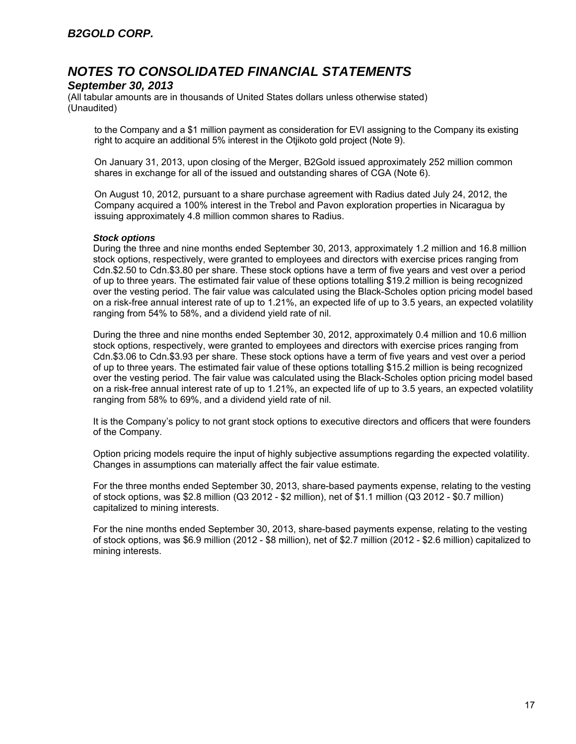to the Company and a $1 million payment as consideration for EVI assigning to the Company its existing right to acquire an additional 5% interest in the Otjikoto gold project (Note 9).

On January 31, 2013, upon closing of the Merger, B2Gold issued approximately 252 million common shares in exchange for all of the issued and outstanding shares of CGA (Note 6).

On August 10, 2012, pursuant to a share purchase agreement with Radius dated July 24, 2012, the Company acquired a 100% interest in the Trebol and Pavon exploration properties in Nicaragua by issuing approximately 4.8 million common shares to Radius.

***Stock options***

During the three and nine months ended September 30, 2013, approximately 1.2 million and 16.8 million stock options, respectively, were granted to employees and directors with exercise prices ranging from Cdn.$2.50 to Cdn.$3.80 per share. These stock options have a term of five years and vest over a period of up to three years. The estimated fair value of these options totalling $19.2 million is being recognized over the vesting period. The fair value was calculated using the Black-Scholes option pricing model based on a risk-free annual interest rate of up to 1.21%, an expected life of up to 3.5 years, an expected volatility ranging from 54% to 58%, and a dividend yield rate of nil.

During the three and nine months ended September 30, 2012, approximately 0.4 million and 10.6 million stock options, respectively, were granted to employees and directors with exercise prices ranging from Cdn.$3.06 to Cdn.$3.93 per share. These stock options have a term of five years and vest over a period of up to three years. The estimated fair value of these options totalling $15.2 million is being recognized over the vesting period. The fair value was calculated using the Black-Scholes option pricing model based on a risk-free annual interest rate of up to 1.21%, an expected life of up to 3.5 years, an expected volatility ranging from 58% to 69%, and a dividend yield rate of nil.

It is the Company's policy to not grant stock options to executive directors and officers that were founders of the Company.

Option pricing models require the input of highly subjective assumptions regarding the expected volatility. Changes in assumptions can materially affect the fair value estimate.

For the three months ended September 30, 2013, share-based payments expense, relating to the vesting of stock options, was $2.8 million (Q3 2012 - $2 million), net of $1.1 million (Q3 2012 - $0.7 million) capitalized to mining interests.

For the nine months ended September 30, 2013, share-based payments expense, relating to the vesting of stock options, was $6.9 million (2012 - $8 million), net of $2.7 million (2012 - $2.6 million) capitalized to mining interests.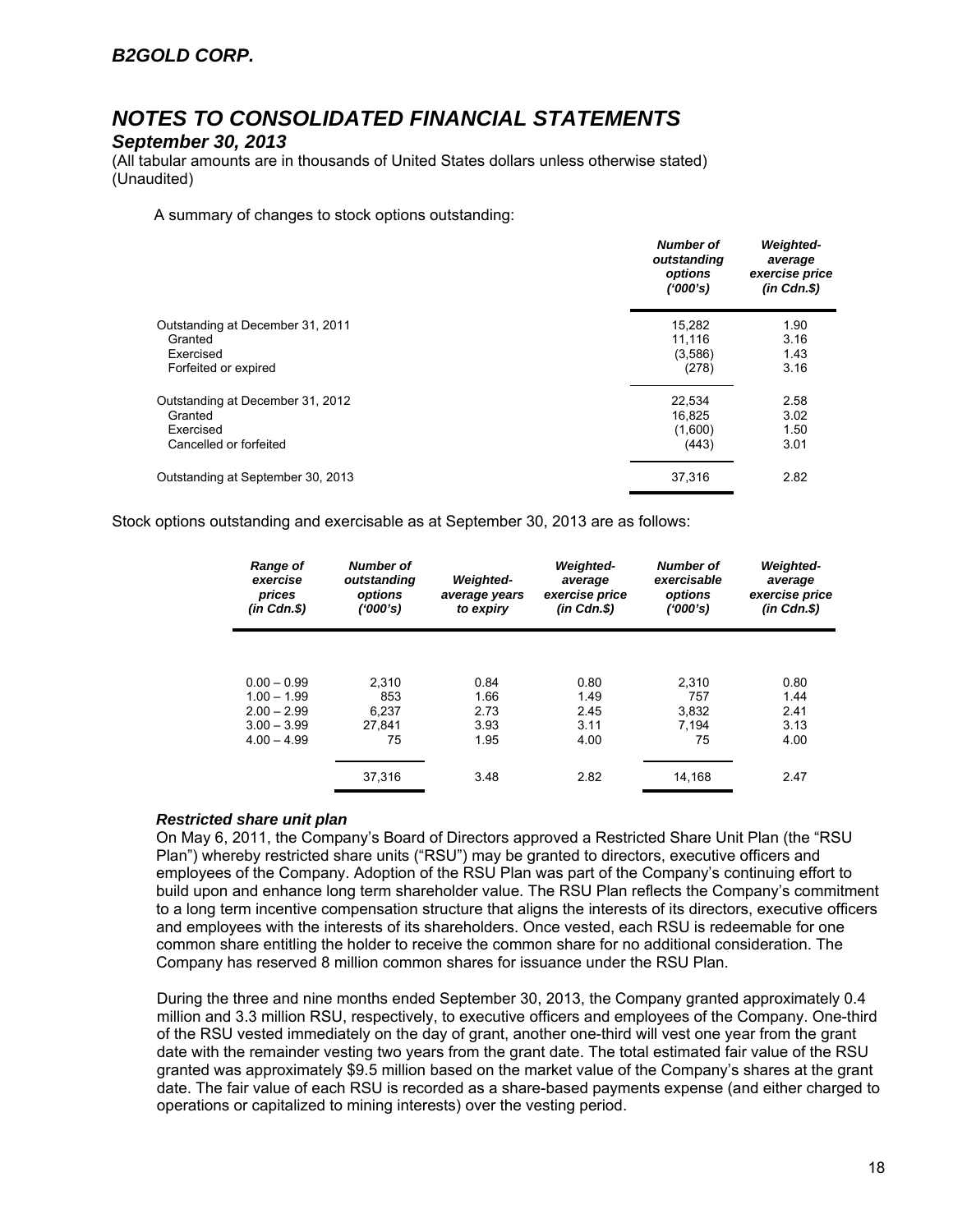A summary of changes to stock options outstanding:

| | Number of outstanding options ('000's) | Weighted-average exercise price (in Cdn.$) |
|---|---|---|
| Outstanding at December 31, 2011 | 15,282 | 1.90 |
| Granted | 11,116 | 3.16 |
| Exercised | (3,586) | 1.43 |
| Forfeited or expired | (278) | 3.16 |
| Outstanding at December 31, 2012 | 22,534 | 2.58 |
| Granted | 16,825 | 3.02 |
| Exercised | (1,600) | 1.50 |
| Cancelled or forfeited | (443) | 3.01 |
| Outstanding at September 30, 2013 | 37,316 | 2.82 |

Stock options outstanding and exercisable as at September 30, 2013 are as follows:

| Range of exercise prices (in Cdn.$) | Number of outstanding options ('000's) | Weighted-average years to expiry | Weighted-average exercise price (in Cdn.$) | Number of exercisable options ('000's) | Weighted-average exercise price (in Cdn.$) |
|---|---|---|---|---|---|
| 0.00 – 0.99 | 2,310 | 0.84 | 0.80 | 2,310 | 0.80 |
| 1.00 – 1.99 | 853 | 1.66 | 1.49 | 757 | 1.44 |
| 2.00 – 2.99 | 6,237 | 2.73 | 2.45 | 3,832 | 2.41 |
| 3.00 – 3.99 | 27,841 | 3.93 | 3.11 | 7,194 | 3.13 |
| 4.00 – 4.99 | 75 | 1.95 | 4.00 | 75 | 4.00 |
| | 37,316 | 3.48 | 2.82 | 14,168 | 2.47 |

### *Restricted share unit plan*

On May 6, 2011, the Company's Board of Directors approved a Restricted Share Unit Plan (the "RSU Plan") whereby restricted share units ("RSU") may be granted to directors, executive officers and employees of the Company. Adoption of the RSU Plan was part of the Company's continuing effort to build upon and enhance long term shareholder value. The RSU Plan reflects the Company's commitment to a long term incentive compensation structure that aligns the interests of its directors, executive officers and employees with the interests of its shareholders. Once vested, each RSU is redeemable for one common share entitling the holder to receive the common share for no additional consideration. The Company has reserved 8 million common shares for issuance under the RSU Plan.

During the three and nine months ended September 30, 2013, the Company granted approximately 0.4 million and 3.3 million RSU, respectively, to executive officers and employees of the Company. One-third of the RSU vested immediately on the day of grant, another one-third will vest one year from the grant date with the remainder vesting two years from the grant date. The total estimated fair value of the RSU granted was approximately $9.5 million based on the market value of the Company's shares at the grant date. The fair value of each RSU is recorded as a share-based payments expense (and either charged to operations or capitalized to mining interests) over the vesting period.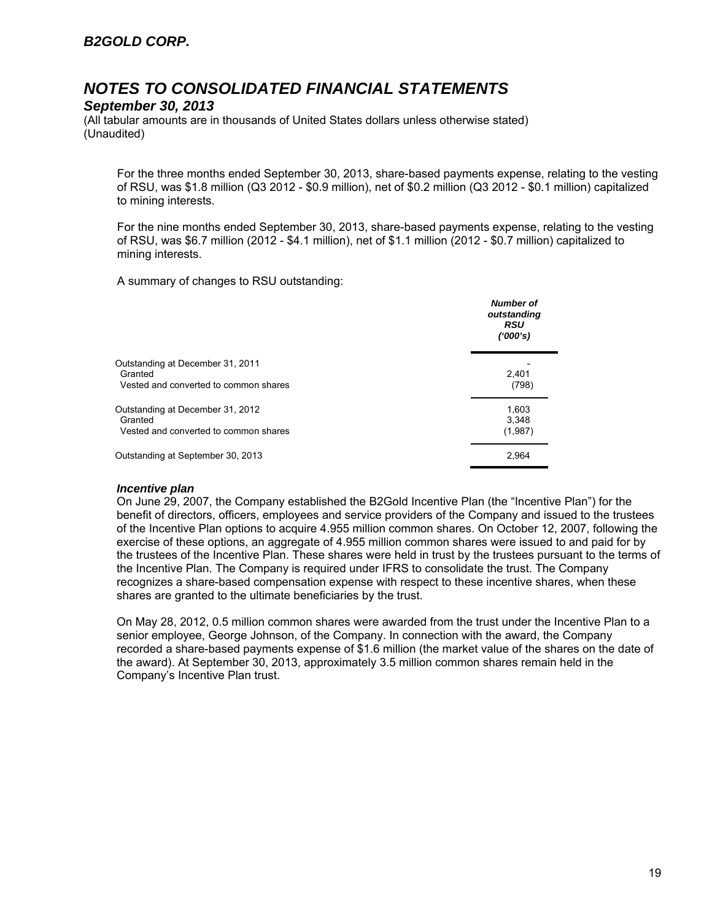For the three months ended September 30, 2013, share-based payments expense, relating to the vesting of RSU, was $1.8 million (Q3 2012 - $0.9 million), net of $0.2 million (Q3 2012 - $0.1 million) capitalized to mining interests.

For the nine months ended September 30, 2013, share-based payments expense, relating to the vesting of RSU, was $6.7 million (2012 - $4.1 million), net of $1.1 million (2012 - $0.7 million) capitalized to mining interests.

A summary of changes to RSU outstanding:

| | *Number of outstanding RSU ('000's)* |
|---|---|
| Outstanding at December 31, 2011 | - |
| Granted | 2,401 |
| Vested and converted to common shares | (798) |
| Outstanding at December 31, 2012 | 1,603 |
| Granted | 3,348 |
| Vested and converted to common shares | (1,987) |
| Outstanding at September 30, 2013 | 2,964 |

***Incentive plan***

On June 29, 2007, the Company established the B2Gold Incentive Plan (the "Incentive Plan") for the benefit of directors, officers, employees and service providers of the Company and issued to the trustees of the Incentive Plan options to acquire 4.955 million common shares. On October 12, 2007, following the exercise of these options, an aggregate of 4.955 million common shares were issued to and paid for by the trustees of the Incentive Plan. These shares were held in trust by the trustees pursuant to the terms of the Incentive Plan. The Company is required under IFRS to consolidate the trust. The Company recognizes a share-based compensation expense with respect to these incentive shares, when these shares are granted to the ultimate beneficiaries by the trust.

On May 28, 2012, 0.5 million common shares were awarded from the trust under the Incentive Plan to a senior employee, George Johnson, of the Company. In connection with the award, the Company recorded a share-based payments expense of $1.6 million (the market value of the shares on the date of the award). At September 30, 2013, approximately 3.5 million common shares remain held in the Company's Incentive Plan trust.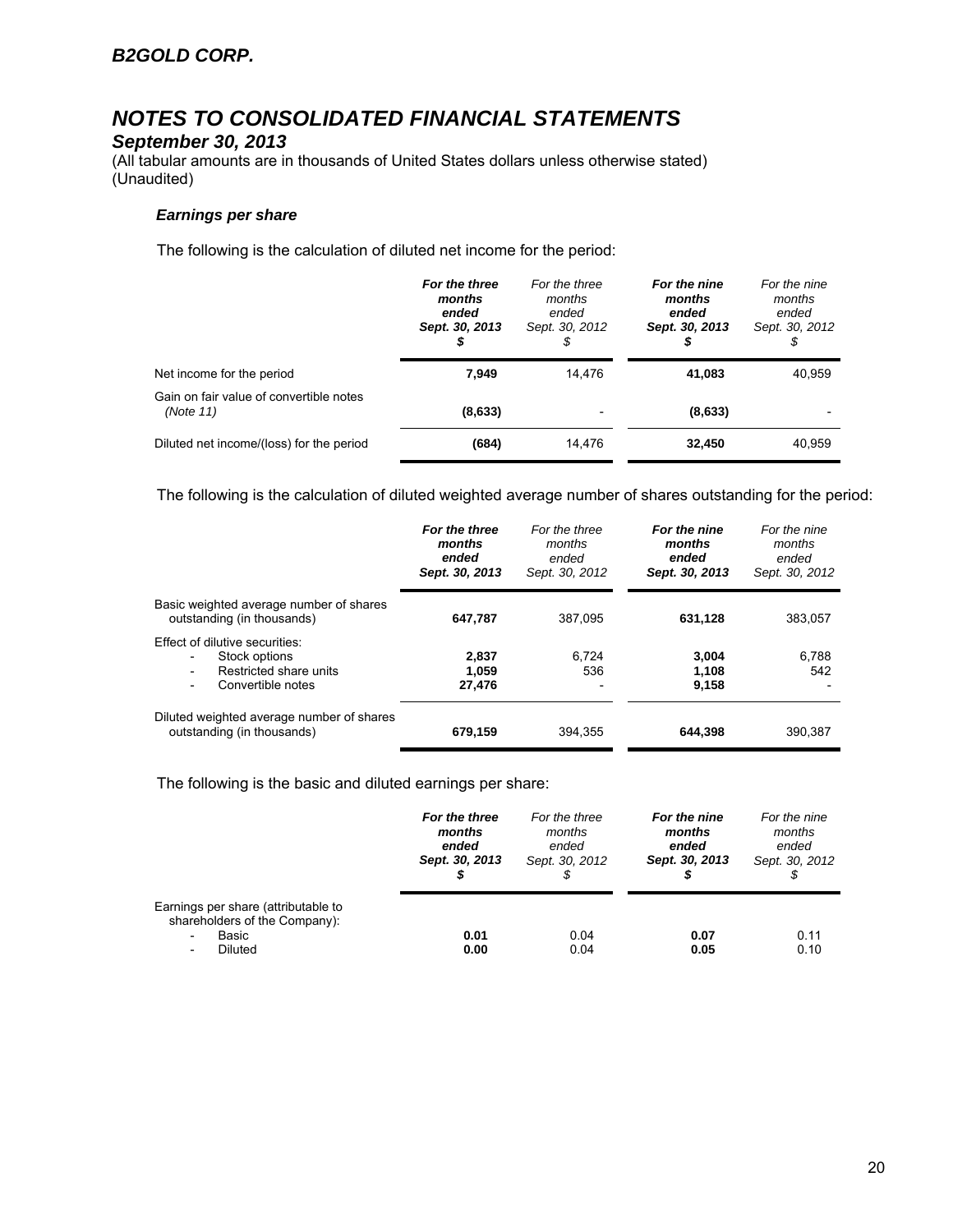## *NOTES TO CONSOLIDATED FINANCIAL STATEMENTS*

### *September 30, 2013*

(All tabular amounts are in thousands of United States dollars unless otherwise stated)
(Unaudited)

#### *Earnings per share*

The following is the calculation of diluted net income for the period:

| | ***For the three months ended Sept. 30, 2013 $*** | *For the three months ended Sept. 30, 2012 $* | ***For the nine months ended Sept. 30, 2013 $*** | *For the nine months ended Sept. 30, 2012 $* |
|---|---|---|---|---|
| Net income for the period | **7,949** | 14,476 | **41,083** | 40,959 |
| Gain on fair value of convertible notes *(Note 11)* | **(8,633)** | - | **(8,633)** | - |
| Diluted net income/(loss) for the period | **(684)** | 14,476 | **32,450** | 40,959 |

The following is the calculation of diluted weighted average number of shares outstanding for the period:

| | ***For the three months ended Sept. 30, 2013*** | *For the three months ended Sept. 30, 2012* | ***For the nine months ended Sept. 30, 2013*** | *For the nine months ended Sept. 30, 2012* |
|---|---|---|---|---|
| Basic weighted average number of shares outstanding (in thousands) | **647,787** | 387,095 | **631,128** | 383,057 |
| Effect of dilutive securities: | | | | |
| - Stock options | **2,837** | 6,724 | **3,004** | 6,788 |
| - Restricted share units | **1,059** | 536 | **1,108** | 542 |
| - Convertible notes | **27,476** | - | **9,158** | - |
| Diluted weighted average number of shares outstanding (in thousands) | **679,159** | 394,355 | **644,398** | 390,387 |

The following is the basic and diluted earnings per share:

| | ***For the three months ended Sept. 30, 2013 $*** | *For the three months ended Sept. 30, 2012 $* | ***For the nine months ended Sept. 30, 2013 $*** | *For the nine months ended Sept. 30, 2012 $* |
|---|---|---|---|---|
| Earnings per share (attributable to shareholders of the Company): | | | | |
| - Basic | **0.01** | 0.04 | **0.07** | 0.11 |
| - Diluted | **0.00** | 0.04 | **0.05** | 0.10 |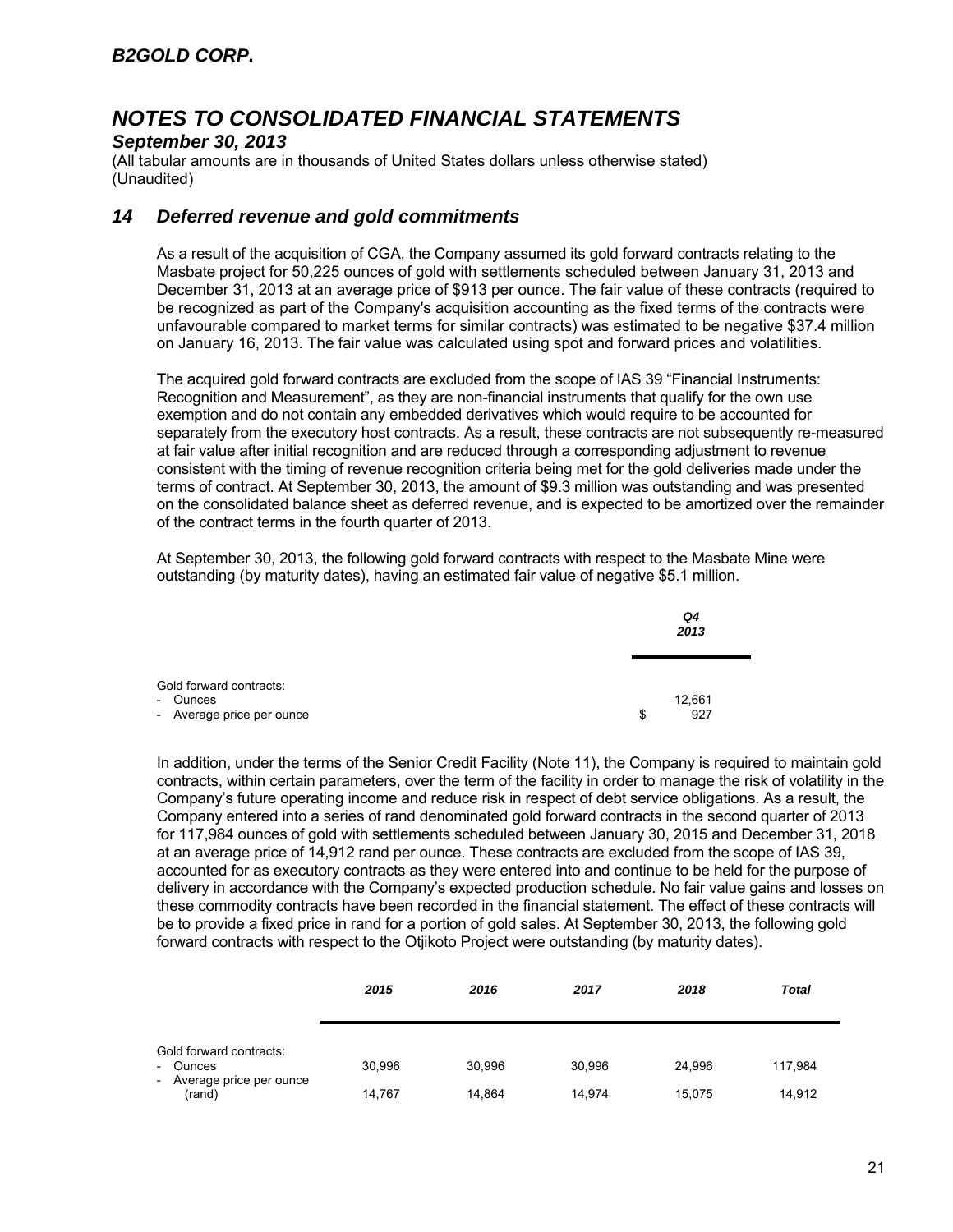## B2GOLD CORP.

# NOTES TO CONSOLIDATED FINANCIAL STATEMENTS

### September 30, 2013

(All tabular amounts are in thousands of United States dollars unless otherwise stated)
(Unaudited)

## 14 Deferred revenue and gold commitments

As a result of the acquisition of CGA, the Company assumed its gold forward contracts relating to the Masbate project for 50,225 ounces of gold with settlements scheduled between January 31, 2013 and December 31, 2013 at an average price of $913 per ounce. The fair value of these contracts (required to be recognized as part of the Company's acquisition accounting as the fixed terms of the contracts were unfavourable compared to market terms for similar contracts) was estimated to be negative $37.4 million on January 16, 2013. The fair value was calculated using spot and forward prices and volatilities.

The acquired gold forward contracts are excluded from the scope of IAS 39 "Financial Instruments: Recognition and Measurement", as they are non-financial instruments that qualify for the own use exemption and do not contain any embedded derivatives which would require to be accounted for separately from the executory host contracts. As a result, these contracts are not subsequently re-measured at fair value after initial recognition and are reduced through a corresponding adjustment to revenue consistent with the timing of revenue recognition criteria being met for the gold deliveries made under the terms of contract. At September 30, 2013, the amount of $9.3 million was outstanding and was presented on the consolidated balance sheet as deferred revenue, and is expected to be amortized over the remainder of the contract terms in the fourth quarter of 2013.

At September 30, 2013, the following gold forward contracts with respect to the Masbate Mine were outstanding (by maturity dates), having an estimated fair value of negative $5.1 million.

| | Q4 2013 |
|---|---|
| Gold forward contracts: | |
| - Ounces | 12,661 |
| - Average price per ounce | $ 927 |

In addition, under the terms of the Senior Credit Facility (Note 11), the Company is required to maintain gold contracts, within certain parameters, over the term of the facility in order to manage the risk of volatility in the Company's future operating income and reduce risk in respect of debt service obligations. As a result, the Company entered into a series of rand denominated gold forward contracts in the second quarter of 2013 for 117,984 ounces of gold with settlements scheduled between January 30, 2015 and December 31, 2018 at an average price of 14,912 rand per ounce. These contracts are excluded from the scope of IAS 39, accounted for as executory contracts as they were entered into and continue to be held for the purpose of delivery in accordance with the Company's expected production schedule. No fair value gains and losses on these commodity contracts have been recorded in the financial statement. The effect of these contracts will be to provide a fixed price in rand for a portion of gold sales. At September 30, 2013, the following gold forward contracts with respect to the Otjikoto Project were outstanding (by maturity dates).

| | 2015 | 2016 | 2017 | 2018 | Total |
|---|---|---|---|---|---|
| Gold forward contracts: | | | | | |
| - Ounces | 30,996 | 30,996 | 30,996 | 24,996 | 117,984 |
| - Average price per ounce (rand) | 14,767 | 14,864 | 14,974 | 15,075 | 14,912 |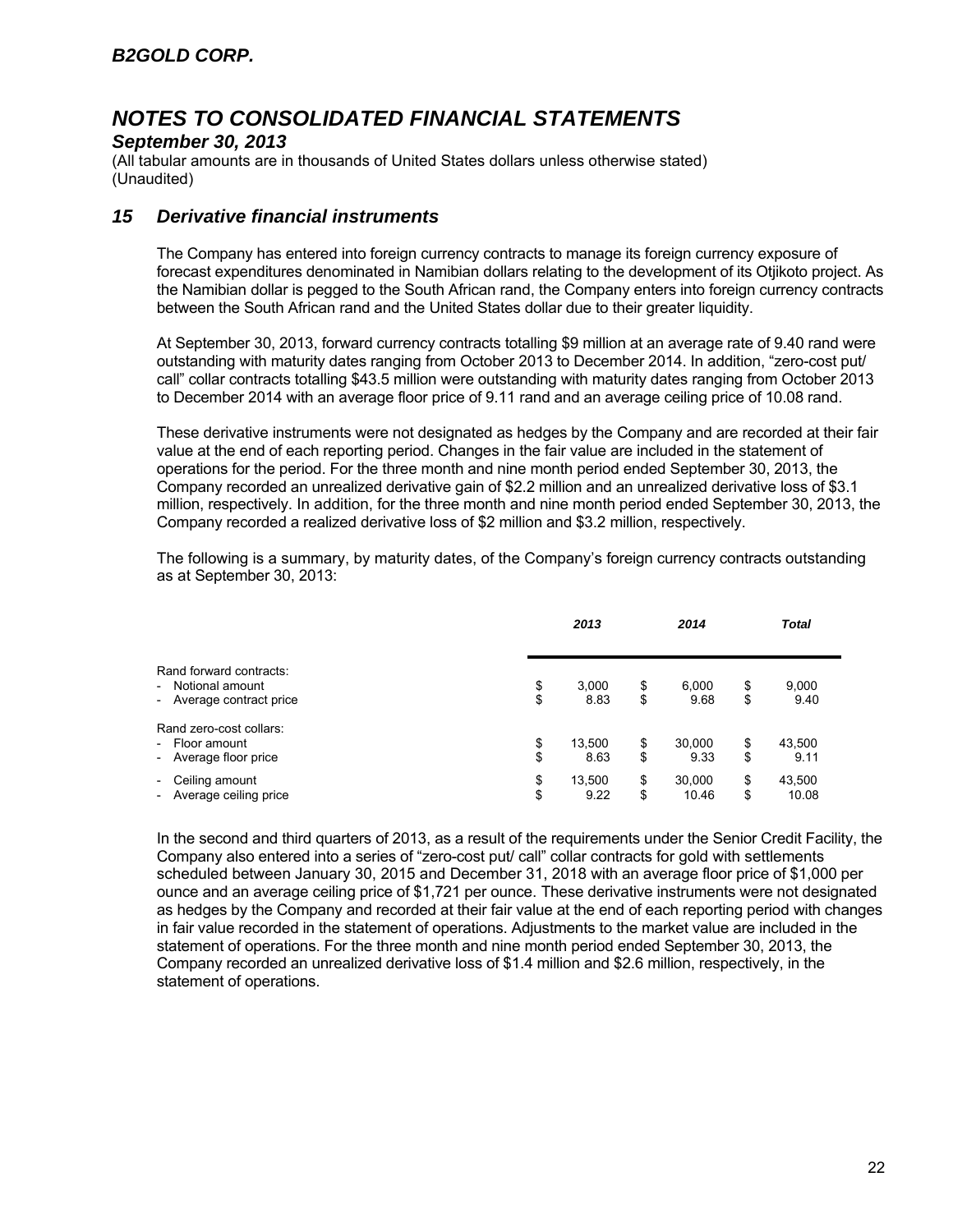# B2GOLD CORP.

# NOTES TO CONSOLIDATED FINANCIAL STATEMENTS

***September 30, 2013***

(All tabular amounts are in thousands of United States dollars unless otherwise stated)
(Unaudited)

## *15 Derivative financial instruments*

The Company has entered into foreign currency contracts to manage its foreign currency exposure of forecast expenditures denominated in Namibian dollars relating to the development of its Otjikoto project. As the Namibian dollar is pegged to the South African rand, the Company enters into foreign currency contracts between the South African rand and the United States dollar due to their greater liquidity.

At September 30, 2013, forward currency contracts totalling $9 million at an average rate of 9.40 rand were outstanding with maturity dates ranging from October 2013 to December 2014. In addition, "zero-cost put/ call" collar contracts totalling $43.5 million were outstanding with maturity dates ranging from October 2013 to December 2014 with an average floor price of 9.11 rand and an average ceiling price of 10.08 rand.

These derivative instruments were not designated as hedges by the Company and are recorded at their fair value at the end of each reporting period. Changes in the fair value are included in the statement of operations for the period. For the three month and nine month period ended September 30, 2013, the Company recorded an unrealized derivative gain of $2.2 million and an unrealized derivative loss of $3.1 million, respectively. In addition, for the three month and nine month period ended September 30, 2013, the Company recorded a realized derivative loss of $2 million and $3.2 million, respectively.

The following is a summary, by maturity dates, of the Company's foreign currency contracts outstanding as at September 30, 2013:

| | *2013* | *2014* | *Total* |
|---|---|---|---|
| Rand forward contracts: | | | |
| - Notional amount | $ 3,000 | $ 6,000 | $ 9,000 |
| - Average contract price | $ 8.83 | $ 9.68 | $ 9.40 |
| Rand zero-cost collars: | | | |
| - Floor amount | $ 13,500 | $ 30,000 | $ 43,500 |
| - Average floor price | $ 8.63 | $ 9.33 | $ 9.11 |
| - Ceiling amount | $ 13,500 | $ 30,000 | $ 43,500 |
| - Average ceiling price | $ 9.22 | $ 10.46 | $ 10.08 |

In the second and third quarters of 2013, as a result of the requirements under the Senior Credit Facility, the Company also entered into a series of "zero-cost put/ call" collar contracts for gold with settlements scheduled between January 30, 2015 and December 31, 2018 with an average floor price of $1,000 per ounce and an average ceiling price of $1,721 per ounce. These derivative instruments were not designated as hedges by the Company and recorded at their fair value at the end of each reporting period with changes in fair value recorded in the statement of operations. Adjustments to the market value are included in the statement of operations. For the three month and nine month period ended September 30, 2013, the Company recorded an unrealized derivative loss of $1.4 million and $2.6 million, respectively, in the statement of operations.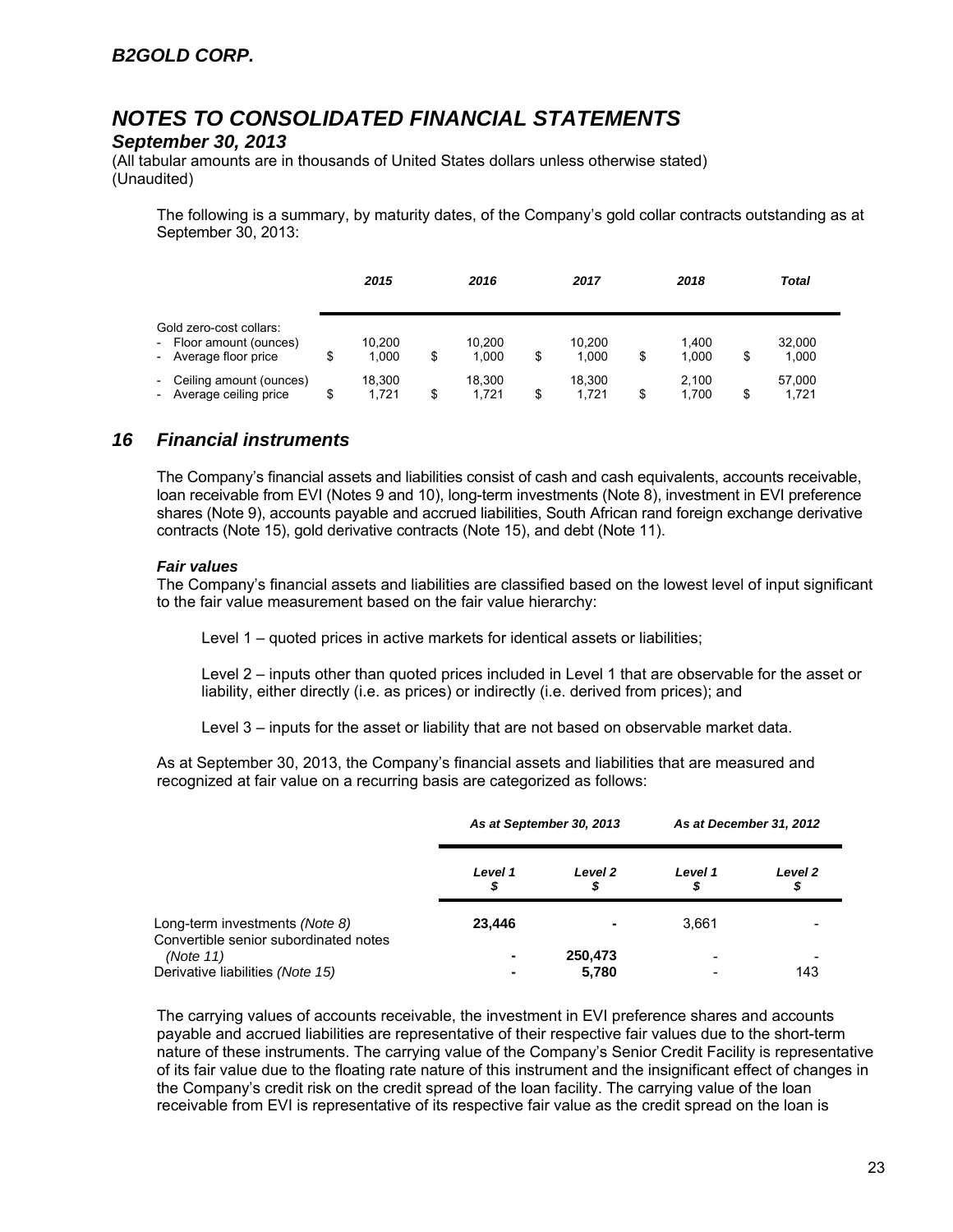The following is a summary, by maturity dates, of the Company's gold collar contracts outstanding as at September 30, 2013:

| | 2015 | 2016 | 2017 | 2018 | Total |
|---|---|---|---|---|---|
| Gold zero-cost collars: | | | | | |
| - Floor amount (ounces) | 10,200 | 10,200 | 10,200 | 1,400 | 32,000 |
| - Average floor price | $ 1,000 | $ 1,000 | $ 1,000 | $ 1,000 | $ 1,000 |
| - Ceiling amount (ounces) | 18,300 | 18,300 | 18,300 | 2,100 | 57,000 |
| - Average ceiling price | $ 1,721 | $ 1,721 | $ 1,721 | $ 1,700 | $ 1,721 |

## 16 Financial instruments

The Company's financial assets and liabilities consist of cash and cash equivalents, accounts receivable, loan receivable from EVI (Notes 9 and 10), long-term investments (Note 8), investment in EVI preference shares (Note 9), accounts payable and accrued liabilities, South African rand foreign exchange derivative contracts (Note 15), gold derivative contracts (Note 15), and debt (Note 11).

### *Fair values*

The Company's financial assets and liabilities are classified based on the lowest level of input significant to the fair value measurement based on the fair value hierarchy:

Level 1 – quoted prices in active markets for identical assets or liabilities;

Level 2 – inputs other than quoted prices included in Level 1 that are observable for the asset or liability, either directly (i.e. as prices) or indirectly (i.e. derived from prices); and

Level 3 – inputs for the asset or liability that are not based on observable market data.

As at September 30, 2013, the Company's financial assets and liabilities that are measured and recognized at fair value on a recurring basis are categorized as follows:

| | As at September 30, 2013 | | As at December 31, 2012 | |
|---|---|---|---|---|
| | Level 1 $ | Level 2 $ | Level 1 $ | Level 2 $ |
| Long-term investments *(Note 8)* | **23,446** | **-** | 3,661 | - |
| Convertible senior subordinated notes *(Note 11)* | **-** | **250,473** | - | - |
| Derivative liabilities *(Note 15)* | **-** | **5,780** | - | 143 |

The carrying values of accounts receivable, the investment in EVI preference shares and accounts payable and accrued liabilities are representative of their respective fair values due to the short-term nature of these instruments. The carrying value of the Company's Senior Credit Facility is representative of its fair value due to the floating rate nature of this instrument and the insignificant effect of changes in the Company's credit risk on the credit spread of the loan facility. The carrying value of the loan receivable from EVI is representative of its respective fair value as the credit spread on the loan is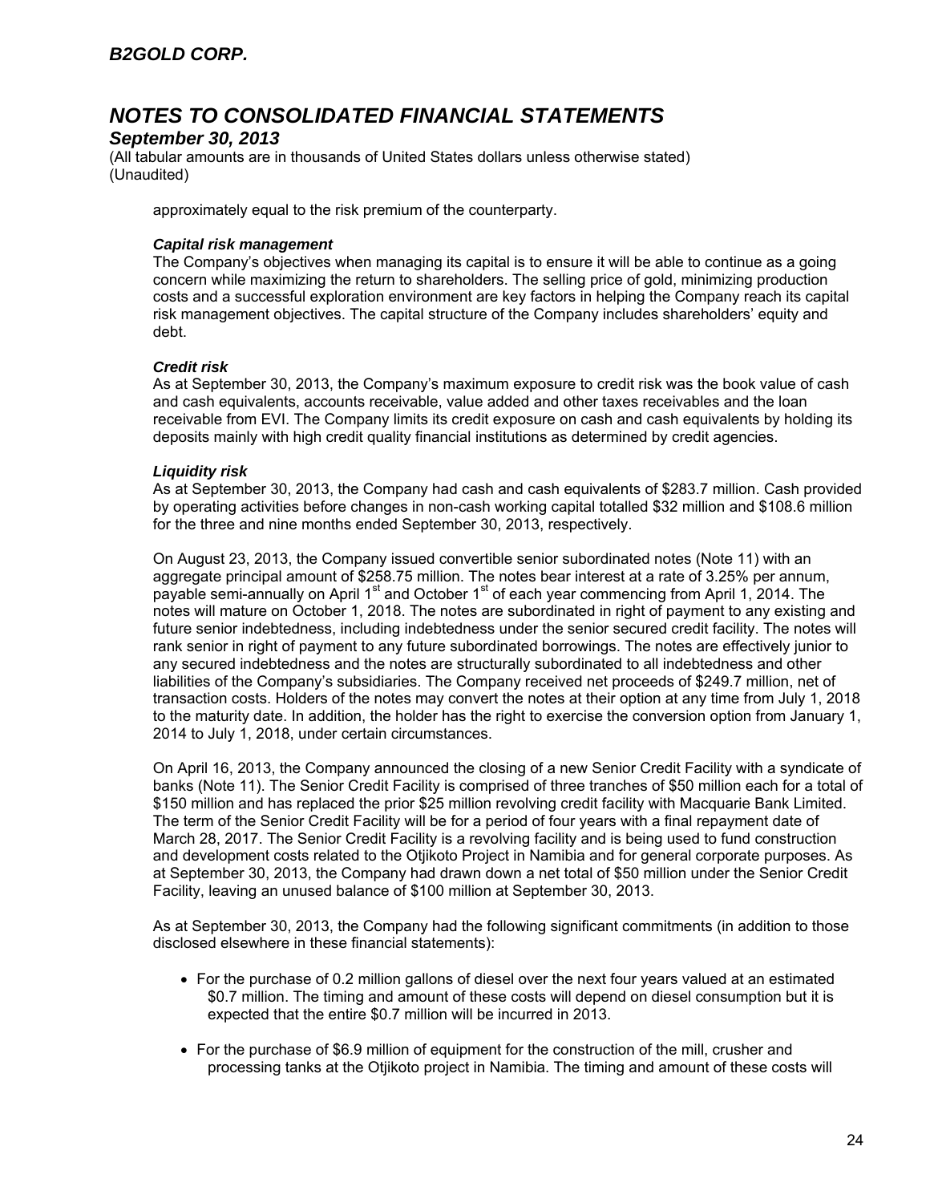approximately equal to the risk premium of the counterparty.

***Capital risk management***

The Company's objectives when managing its capital is to ensure it will be able to continue as a going concern while maximizing the return to shareholders. The selling price of gold, minimizing production costs and a successful exploration environment are key factors in helping the Company reach its capital risk management objectives. The capital structure of the Company includes shareholders' equity and debt.

***Credit risk***

As at September 30, 2013, the Company's maximum exposure to credit risk was the book value of cash and cash equivalents, accounts receivable, value added and other taxes receivables and the loan receivable from EVI. The Company limits its credit exposure on cash and cash equivalents by holding its deposits mainly with high credit quality financial institutions as determined by credit agencies.

***Liquidity risk***

As at September 30, 2013, the Company had cash and cash equivalents of $283.7 million. Cash provided by operating activities before changes in non-cash working capital totalled $32 million and $108.6 million for the three and nine months ended September 30, 2013, respectively.

On August 23, 2013, the Company issued convertible senior subordinated notes (Note 11) with an aggregate principal amount of $258.75 million. The notes bear interest at a rate of 3.25% per annum, payable semi-annually on April 1st and October 1st of each year commencing from April 1, 2014. The notes will mature on October 1, 2018. The notes are subordinated in right of payment to any existing and future senior indebtedness, including indebtedness under the senior secured credit facility. The notes will rank senior in right of payment to any future subordinated borrowings. The notes are effectively junior to any secured indebtedness and the notes are structurally subordinated to all indebtedness and other liabilities of the Company's subsidiaries. The Company received net proceeds of $249.7 million, net of transaction costs. Holders of the notes may convert the notes at their option at any time from July 1, 2018 to the maturity date. In addition, the holder has the right to exercise the conversion option from January 1, 2014 to July 1, 2018, under certain circumstances.

On April 16, 2013, the Company announced the closing of a new Senior Credit Facility with a syndicate of banks (Note 11). The Senior Credit Facility is comprised of three tranches of $50 million each for a total of $150 million and has replaced the prior $25 million revolving credit facility with Macquarie Bank Limited. The term of the Senior Credit Facility will be for a period of four years with a final repayment date of March 28, 2017. The Senior Credit Facility is a revolving facility and is being used to fund construction and development costs related to the Otjikoto Project in Namibia and for general corporate purposes. As at September 30, 2013, the Company had drawn down a net total of $50 million under the Senior Credit Facility, leaving an unused balance of $100 million at September 30, 2013.

As at September 30, 2013, the Company had the following significant commitments (in addition to those disclosed elsewhere in these financial statements):

- For the purchase of 0.2 million gallons of diesel over the next four years valued at an estimated $0.7 million. The timing and amount of these costs will depend on diesel consumption but it is expected that the entire $0.7 million will be incurred in 2013.

- For the purchase of $6.9 million of equipment for the construction of the mill, crusher and processing tanks at the Otjikoto project in Namibia. The timing and amount of these costs will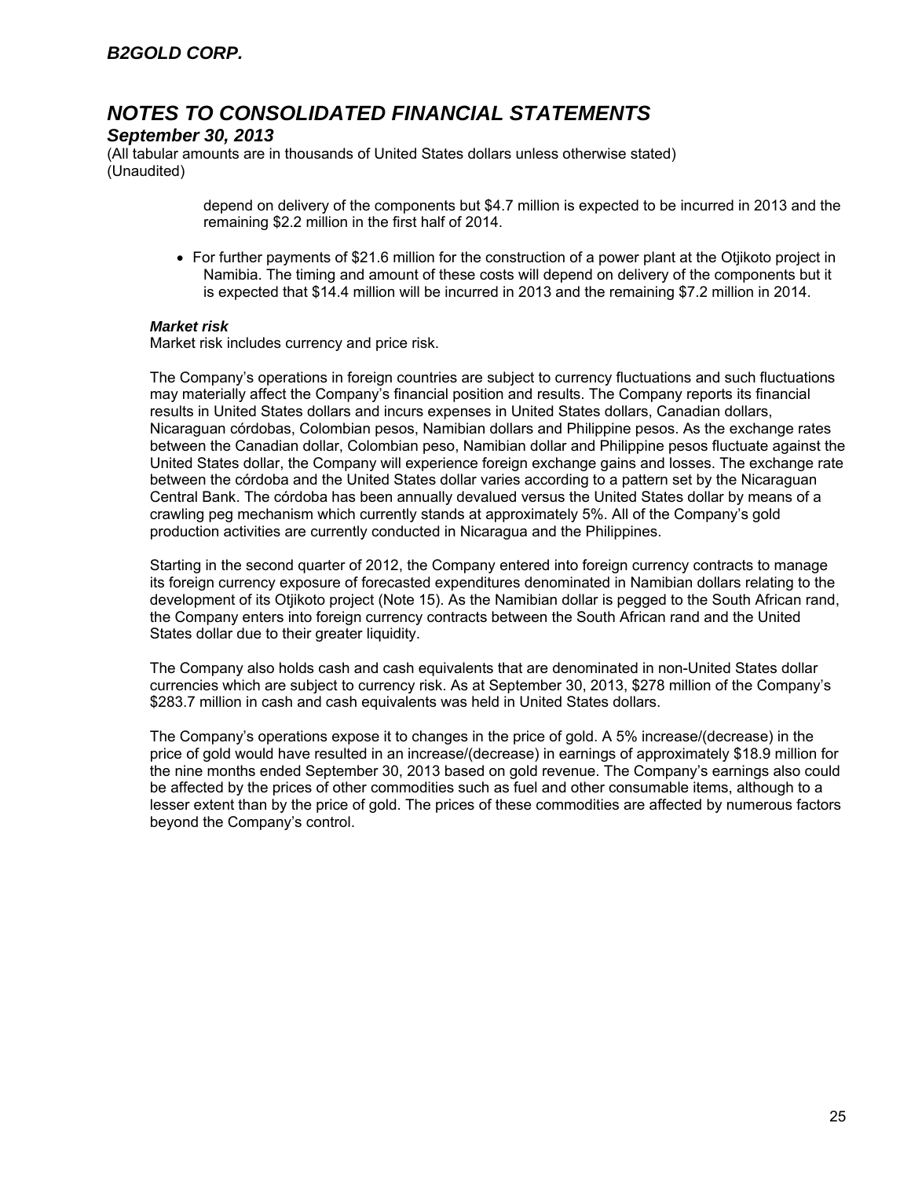depend on delivery of the components but $4.7 million is expected to be incurred in 2013 and the remaining $2.2 million in the first half of 2014.

- For further payments of $21.6 million for the construction of a power plant at the Otjikoto project in Namibia. The timing and amount of these costs will depend on delivery of the components but it is expected that $14.4 million will be incurred in 2013 and the remaining $7.2 million in 2014.

***Market risk***

Market risk includes currency and price risk.

The Company's operations in foreign countries are subject to currency fluctuations and such fluctuations may materially affect the Company's financial position and results. The Company reports its financial results in United States dollars and incurs expenses in United States dollars, Canadian dollars, Nicaraguan córdobas, Colombian pesos, Namibian dollars and Philippine pesos. As the exchange rates between the Canadian dollar, Colombian peso, Namibian dollar and Philippine pesos fluctuate against the United States dollar, the Company will experience foreign exchange gains and losses. The exchange rate between the córdoba and the United States dollar varies according to a pattern set by the Nicaraguan Central Bank. The córdoba has been annually devalued versus the United States dollar by means of a crawling peg mechanism which currently stands at approximately 5%. All of the Company's gold production activities are currently conducted in Nicaragua and the Philippines.

Starting in the second quarter of 2012, the Company entered into foreign currency contracts to manage its foreign currency exposure of forecasted expenditures denominated in Namibian dollars relating to the development of its Otjikoto project (Note 15). As the Namibian dollar is pegged to the South African rand, the Company enters into foreign currency contracts between the South African rand and the United States dollar due to their greater liquidity.

The Company also holds cash and cash equivalents that are denominated in non-United States dollar currencies which are subject to currency risk. As at September 30, 2013, $278 million of the Company's $283.7 million in cash and cash equivalents was held in United States dollars.

The Company's operations expose it to changes in the price of gold. A 5% increase/(decrease) in the price of gold would have resulted in an increase/(decrease) in earnings of approximately $18.9 million for the nine months ended September 30, 2013 based on gold revenue. The Company's earnings also could be affected by the prices of other commodities such as fuel and other consumable items, although to a lesser extent than by the price of gold. The prices of these commodities are affected by numerous factors beyond the Company's control.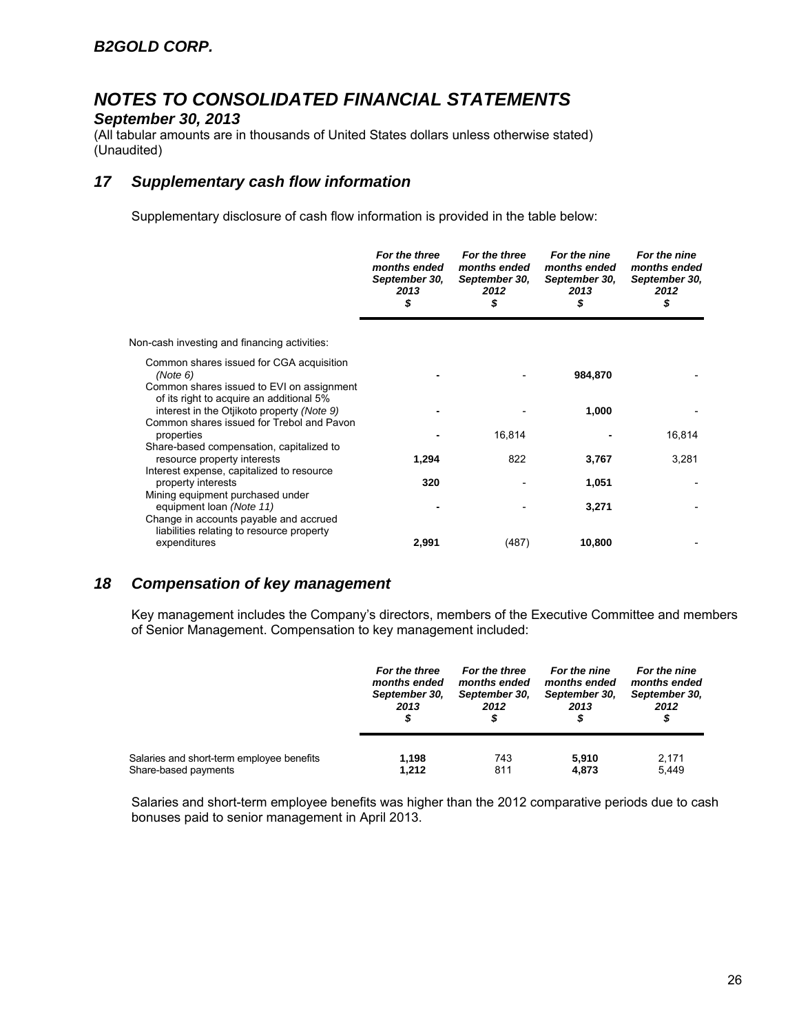# NOTES TO CONSOLIDATED FINANCIAL STATEMENTS

## September 30, 2013

(All tabular amounts are in thousands of United States dollars unless otherwise stated)
(Unaudited)

## 17 Supplementary cash flow information

Supplementary disclosure of cash flow information is provided in the table below:

| | For the three months ended September 30, 2013 $ | For the three months ended September 30, 2012 $ | For the nine months ended September 30, 2013 $ | For the nine months ended September 30, 2012 $ |
|---|---|---|---|---|
| Non-cash investing and financing activities: | | | | |
| Common shares issued for CGA acquisition *(Note 6)* | **-** | - | **984,870** | - |
| Common shares issued to EVI on assignment of its right to acquire an additional 5% interest in the Otjikoto property *(Note 9)* | **-** | - | **1,000** | - |
| Common shares issued for Trebol and Pavon properties | **-** | 16,814 | **-** | 16,814 |
| Share-based compensation, capitalized to resource property interests | **1,294** | 822 | **3,767** | 3,281 |
| Interest expense, capitalized to resource property interests | **320** | - | **1,051** | - |
| Mining equipment purchased under equipment loan *(Note 11)* | **-** | - | **3,271** | - |
| Change in accounts payable and accrued liabilities relating to resource property expenditures | **2,991** | (487) | **10,800** | - |

## 18 Compensation of key management

Key management includes the Company's directors, members of the Executive Committee and members of Senior Management. Compensation to key management included:

| | For the three months ended September 30, 2013 $ | For the three months ended September 30, 2012 $ | For the nine months ended September 30, 2013 $ | For the nine months ended September 30, 2012 $ |
|---|---|---|---|---|
| Salaries and short-term employee benefits | **1,198** | 743 | **5,910** | 2,171 |
| Share-based payments | **1,212** | 811 | **4,873** | 5,449 |

Salaries and short-term employee benefits was higher than the 2012 comparative periods due to cash bonuses paid to senior management in April 2013.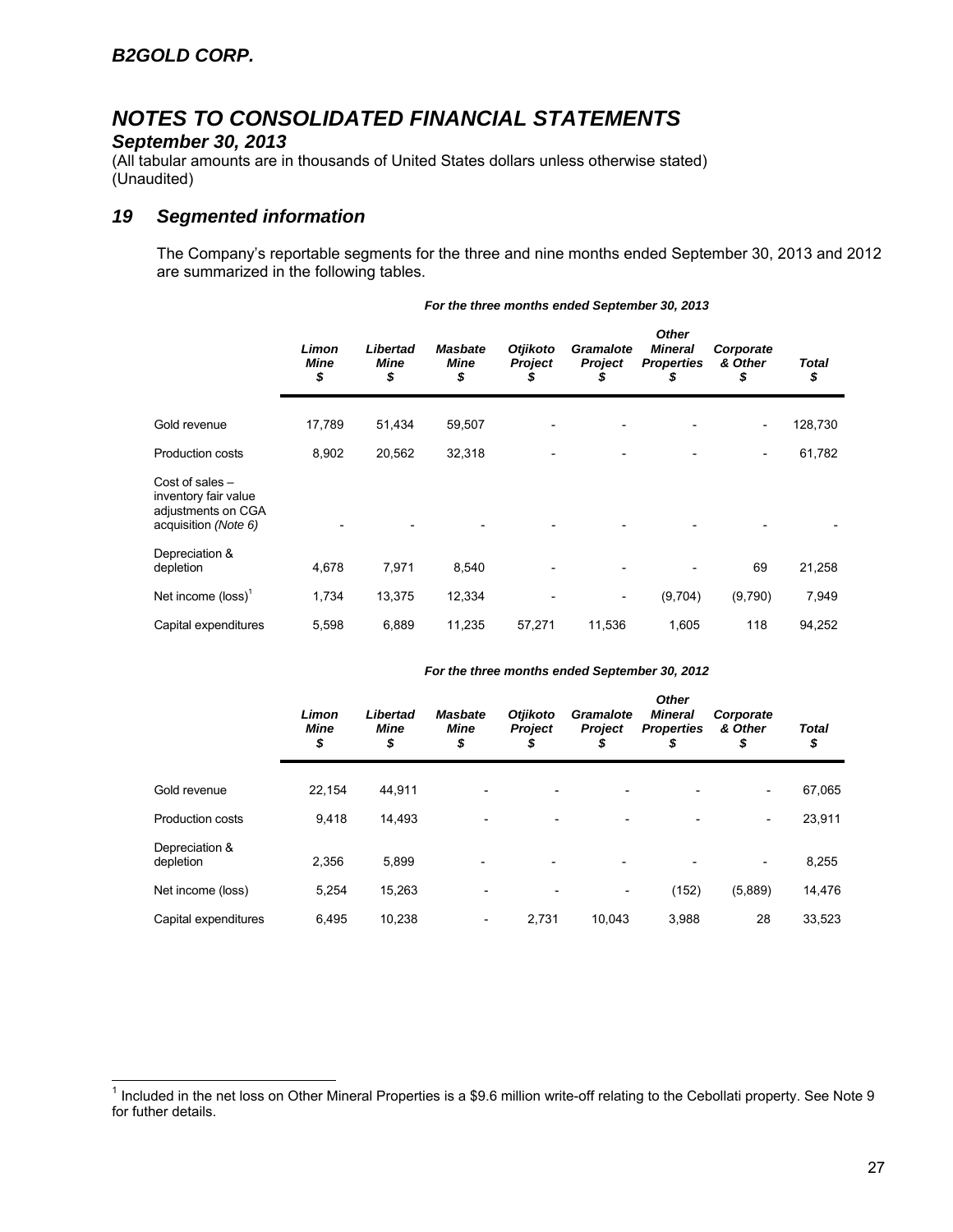## NOTES TO CONSOLIDATED FINANCIAL STATEMENTS

### September 30, 2013

(All tabular amounts are in thousands of United States dollars unless otherwise stated)
(Unaudited)

## 19 Segmented information

The Company's reportable segments for the three and nine months ended September 30, 2013 and 2012 are summarized in the following tables.

*For the three months ended September 30, 2013*

| | Limon Mine $ | Libertad Mine $ | Masbate Mine $ | Otjikoto Project $ | Gramalote Project $ | Other Mineral Properties $ | Corporate & Other $ | Total $ |
|---|---|---|---|---|---|---|---|---|
| Gold revenue | 17,789 | 51,434 | 59,507 | - | - | - | - | 128,730 |
| Production costs | 8,902 | 20,562 | 32,318 | - | - | - | - | 61,782 |
| Cost of sales – inventory fair value adjustments on CGA acquisition *(Note 6)* | - | - | - | - | - | - | - | - |
| Depreciation & depletion | 4,678 | 7,971 | 8,540 | - | - | - | 69 | 21,258 |
| Net income (loss)[1] | 1,734 | 13,375 | 12,334 | - | - | (9,704) | (9,790) | 7,949 |
| Capital expenditures | 5,598 | 6,889 | 11,235 | 57,271 | 11,536 | 1,605 | 118 | 94,252 |

*For the three months ended September 30, 2012*

| | Limon Mine $ | Libertad Mine $ | Masbate Mine $ | Otjikoto Project $ | Gramalote Project $ | Other Mineral Properties $ | Corporate & Other $ | Total $ |
|---|---|---|---|---|---|---|---|---|
| Gold revenue | 22,154 | 44,911 | - | - | - | - | - | 67,065 |
| Production costs | 9,418 | 14,493 | - | - | - | - | - | 23,911 |
| Depreciation & depletion | 2,356 | 5,899 | - | - | - | - | - | 8,255 |
| Net income (loss) | 5,254 | 15,263 | - | - | - | (152) | (5,889) | 14,476 |
| Capital expenditures | 6,495 | 10,238 | - | 2,731 | 10,043 | 3,988 | 28 | 33,523 |

[1] Included in the net loss on Other Mineral Properties is a $9.6 million write-off relating to the Cebollati property. See Note 9 for futher details.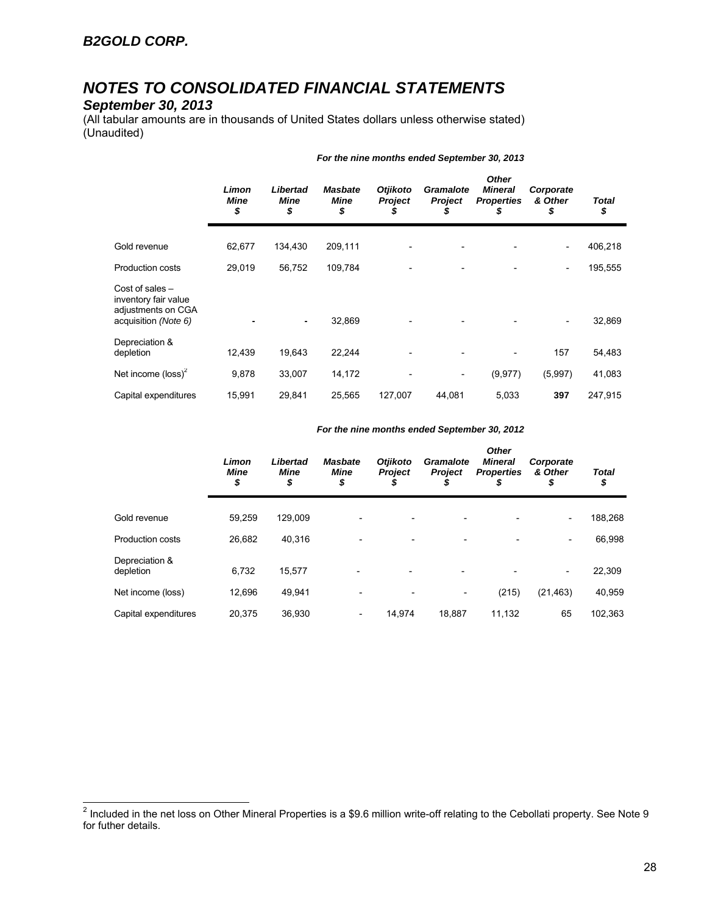## B2GOLD CORP.

# NOTES TO CONSOLIDATED FINANCIAL STATEMENTS

### September 30, 2013

(All tabular amounts are in thousands of United States dollars unless otherwise stated)
(Unaudited)

***For the nine months ended September 30, 2013***

| | *Limon Mine $* | *Libertad Mine $* | *Masbate Mine $* | *Otjikoto Project $* | *Gramalote Project $* | *Other Mineral Properties $* | *Corporate & Other $* | *Total $* |
|---|---|---|---|---|---|---|---|---|
| Gold revenue | 62,677 | 134,430 | 209,111 | - | - | - | - | 406,218 |
| Production costs | 29,019 | 56,752 | 109,784 | - | - | - | - | 195,555 |
| Cost of sales – inventory fair value adjustments on CGA acquisition *(Note 6)* | - | - | 32,869 | - | - | - | - | 32,869 |
| Depreciation & depletion | 12,439 | 19,643 | 22,244 | - | - | - | 157 | 54,483 |
| Net income (loss)[2] | 9,878 | 33,007 | 14,172 | - | - | (9,977) | (5,997) | 41,083 |
| Capital expenditures | 15,991 | 29,841 | 25,565 | 127,007 | 44,081 | 5,033 | **397** | 247,915 |

***For the nine months ended September 30, 2012***

| | *Limon Mine $* | *Libertad Mine $* | *Masbate Mine $* | *Otjikoto Project $* | *Gramalote Project $* | *Other Mineral Properties $* | *Corporate & Other $* | *Total $* |
|---|---|---|---|---|---|---|---|---|
| Gold revenue | 59,259 | 129,009 | - | - | - | - | - | 188,268 |
| Production costs | 26,682 | 40,316 | - | - | - | - | - | 66,998 |
| Depreciation & depletion | 6,732 | 15,577 | - | - | - | - | - | 22,309 |
| Net income (loss) | 12,696 | 49,941 | - | - | - | (215) | (21,463) | 40,959 |
| Capital expenditures | 20,375 | 36,930 | - | 14,974 | 18,887 | 11,132 | 65 | 102,363 |

[2] Included in the net loss on Other Mineral Properties is a $9.6 million write-off relating to the Cebollati property. See Note 9 for futher details.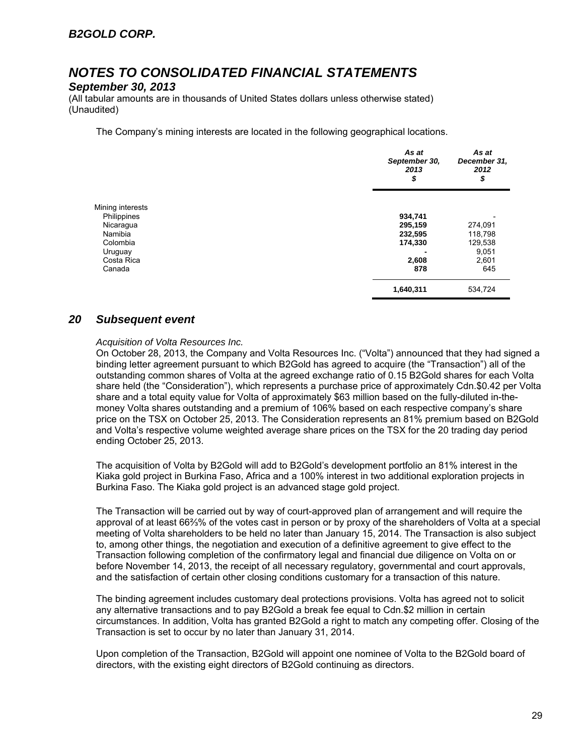# NOTES TO CONSOLIDATED FINANCIAL STATEMENTS

## September 30, 2013

(All tabular amounts are in thousands of United States dollars unless otherwise stated)
(Unaudited)

The Company's mining interests are located in the following geographical locations.

| | As at September 30, 2013 $ | As at December 31, 2012 $ |
|---|---|---|
| Mining interests | | |
| Philippines | **934,741** | - |
| Nicaragua | **295,159** | 274,091 |
| Namibia | **232,595** | 118,798 |
| Colombia | **174,330** | 129,538 |
| Uruguay | **-** | 9,051 |
| Costa Rica | **2,608** | 2,601 |
| Canada | **878** | 645 |
| | **1,640,311** | 534,724 |

## 20 Subsequent event

*Acquisition of Volta Resources Inc.*

On October 28, 2013, the Company and Volta Resources Inc. ("Volta") announced that they had signed a binding letter agreement pursuant to which B2Gold has agreed to acquire (the "Transaction") all of the outstanding common shares of Volta at the agreed exchange ratio of 0.15 B2Gold shares for each Volta share held (the "Consideration"), which represents a purchase price of approximately Cdn.$0.42 per Volta share and a total equity value for Volta of approximately $63 million based on the fully-diluted in-the-money Volta shares outstanding and a premium of 106% based on each respective company's share price on the TSX on October 25, 2013. The Consideration represents an 81% premium based on B2Gold and Volta's respective volume weighted average share prices on the TSX for the 20 trading day period ending October 25, 2013.

The acquisition of Volta by B2Gold will add to B2Gold's development portfolio an 81% interest in the Kiaka gold project in Burkina Faso, Africa and a 100% interest in two additional exploration projects in Burkina Faso. The Kiaka gold project is an advanced stage gold project.

The Transaction will be carried out by way of court-approved plan of arrangement and will require the approval of at least 66⅔% of the votes cast in person or by proxy of the shareholders of Volta at a special meeting of Volta shareholders to be held no later than January 15, 2014. The Transaction is also subject to, among other things, the negotiation and execution of a definitive agreement to give effect to the Transaction following completion of the confirmatory legal and financial due diligence on Volta on or before November 14, 2013, the receipt of all necessary regulatory, governmental and court approvals, and the satisfaction of certain other closing conditions customary for a transaction of this nature.

The binding agreement includes customary deal protections provisions. Volta has agreed not to solicit any alternative transactions and to pay B2Gold a break fee equal to Cdn.$2 million in certain circumstances. In addition, Volta has granted B2Gold a right to match any competing offer. Closing of the Transaction is set to occur by no later than January 31, 2014.

Upon completion of the Transaction, B2Gold will appoint one nominee of Volta to the B2Gold board of directors, with the existing eight directors of B2Gold continuing as directors.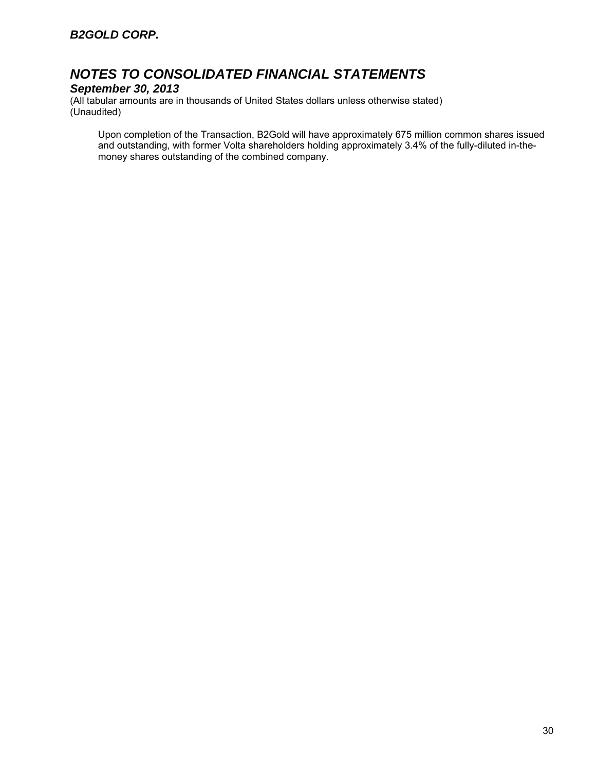Upon completion of the Transaction, B2Gold will have approximately 675 million common shares issued and outstanding, with former Volta shareholders holding approximately 3.4% of the fully-diluted in-the-money shares outstanding of the combined company.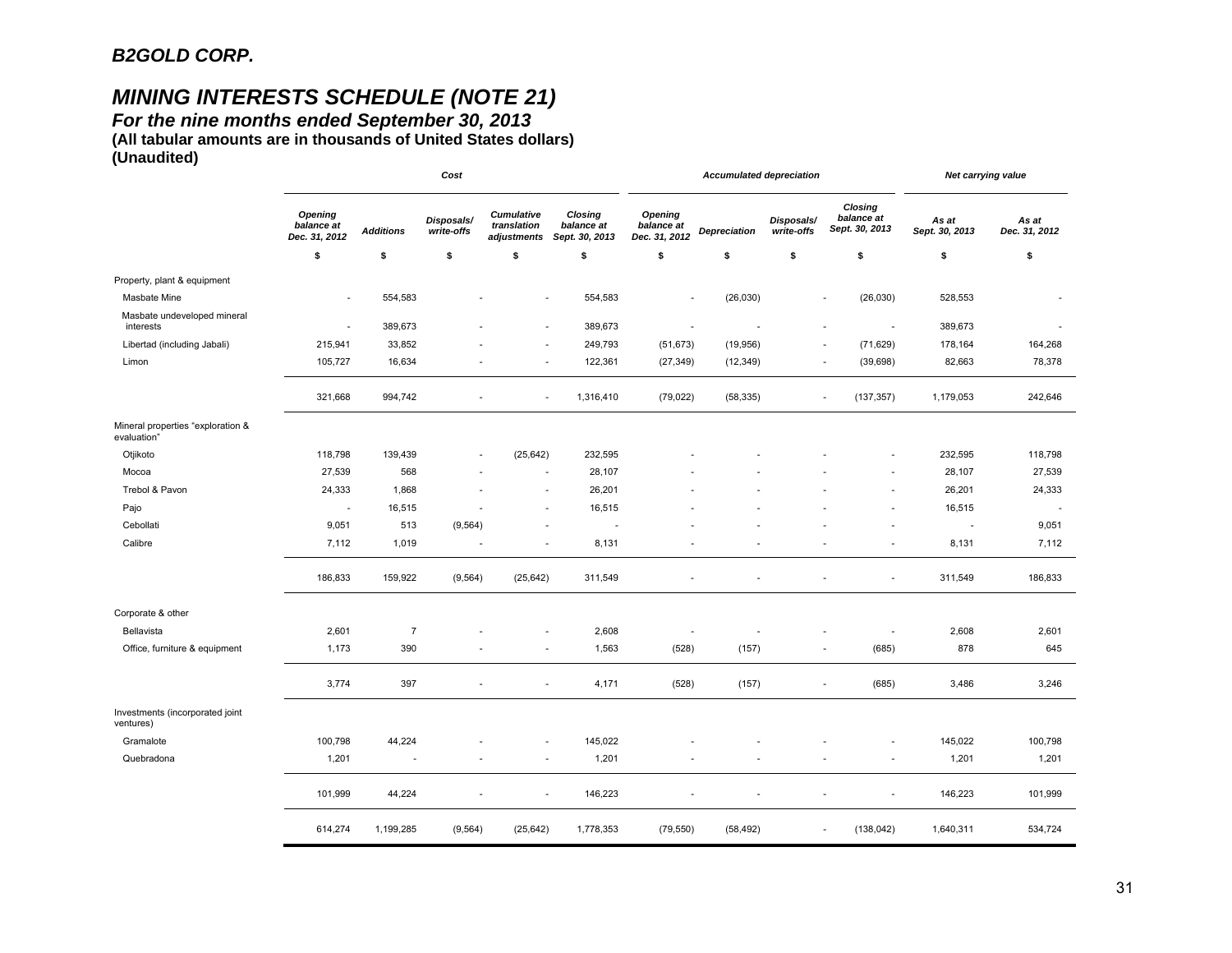***B2GOLD CORP.***

## *MINING INTERESTS SCHEDULE (NOTE 21)*

### *For the nine months ended September 30, 2013*

**(All tabular amounts are in thousands of United States dollars)**
**(Unaudited)**

| | *Cost* | | | | | *Accumulated depreciation* | | | | *Net carrying value* | |
|---|---|---|---|---|---|---|---|---|---|---|---|
| | *Opening balance at Dec. 31, 2012* | *Additions* | *Disposals/ write-offs* | *Cumulative translation adjustments* | *Closing balance at Sept. 30, 2013* | *Opening balance at Dec. 31, 2012* | *Depreciation* | *Disposals/ write-offs* | *Closing balance at Sept. 30, 2013* | *As at Sept. 30, 2013* | *As at Dec. 31, 2012* |
| | $ | $ | $ | $ | $ | $ | $ | $ | $ | $ | $ |
| Property, plant & equipment | | | | | | | | | | | |
| Masbate Mine | - | 554,583 | - | - | 554,583 | - | (26,030) | - | (26,030) | 528,553 | - |
| Masbate undeveloped mineral interests | - | 389,673 | - | - | 389,673 | - | - | - | - | 389,673 | - |
| Libertad (including Jabali) | 215,941 | 33,852 | - | - | 249,793 | (51,673) | (19,956) | - | (71,629) | 178,164 | 164,268 |
| Limon | 105,727 | 16,634 | - | - | 122,361 | (27,349) | (12,349) | - | (39,698) | 82,663 | 78,378 |
| | 321,668 | 994,742 | - | - | 1,316,410 | (79,022) | (58,335) | - | (137,357) | 1,179,053 | 242,646 |
| Mineral properties "exploration & evaluation" | | | | | | | | | | | |
| Otjikoto | 118,798 | 139,439 | - | (25,642) | 232,595 | - | - | - | - | 232,595 | 118,798 |
| Mocoa | 27,539 | 568 | - | - | 28,107 | - | - | - | - | 28,107 | 27,539 |
| Trebol & Pavon | 24,333 | 1,868 | - | - | 26,201 | - | - | - | - | 26,201 | 24,333 |
| Pajo | - | 16,515 | - | - | 16,515 | - | - | - | - | 16,515 | - |
| Cebollati | 9,051 | 513 | (9,564) | - | - | - | - | - | - | - | 9,051 |
| Calibre | 7,112 | 1,019 | - | - | 8,131 | - | - | - | - | 8,131 | 7,112 |
| | 186,833 | 159,922 | (9,564) | (25,642) | 311,549 | - | - | - | - | 311,549 | 186,833 |
| Corporate & other | | | | | | | | | | | |
| Bellavista | 2,601 | 7 | - | - | 2,608 | - | - | - | - | 2,608 | 2,601 |
| Office, furniture & equipment | 1,173 | 390 | - | - | 1,563 | (528) | (157) | - | (685) | 878 | 645 |
| | 3,774 | 397 | - | - | 4,171 | (528) | (157) | - | (685) | 3,486 | 3,246 |
| Investments (incorporated joint ventures) | | | | | | | | | | | |
| Gramalote | 100,798 | 44,224 | - | - | 145,022 | - | - | - | - | 145,022 | 100,798 |
| Quebradona | 1,201 | - | - | - | 1,201 | - | - | - | - | 1,201 | 1,201 |
| | 101,999 | 44,224 | - | - | 146,223 | - | - | - | - | 146,223 | 101,999 |
| | 614,274 | 1,199,285 | (9,564) | (25,642) | 1,778,353 | (79,550) | (58,492) | - | (138,042) | 1,640,311 | 534,724 |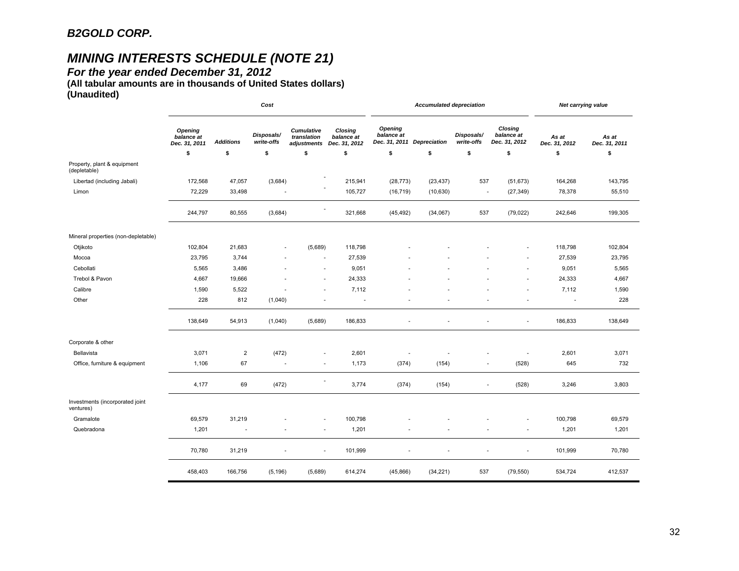**B2GOLD CORP.**

## MINING INTERESTS SCHEDULE (NOTE 21)

### For the year ended December 31, 2012

**(All tabular amounts are in thousands of United States dollars)**
**(Unaudited)**

| | Cost | | | | | Accumulated depreciation | | | | Net carrying value | |
|---|---|---|---|---|---|---|---|---|---|---|---|
| | Opening balance at Dec. 31, 2011 | Additions | Disposals/ write-offs | Cumulative translation adjustments | Closing balance at Dec. 31, 2012 | Opening balance at Dec. 31, 2011 | Depreciation | Disposals/ write-offs | Closing balance at Dec. 31, 2012 | As at Dec. 31, 2012 | As at Dec. 31, 2011 |
| | $ | $ | $ | $ | $ | $ | $ | $ | $ | $ | $ |
| Property, plant & equipment (depletable) | | | | | | | | | | | |
| Libertad (including Jabali) | 172,568 | 47,057 | (3,684) | - | 215,941 | (28,773) | (23,437) | 537 | (51,673) | 164,268 | 143,795 |
| Limon | 72,229 | 33,498 | - | - | 105,727 | (16,719) | (10,630) | - | (27,349) | 78,378 | 55,510 |
| | 244,797 | 80,555 | (3,684) | - | 321,668 | (45,492) | (34,067) | 537 | (79,022) | 242,646 | 199,305 |
| Mineral properties (non-depletable) | | | | | | | | | | | |
| Otjikoto | 102,804 | 21,683 | - | (5,689) | 118,798 | - | - | - | - | 118,798 | 102,804 |
| Mocoa | 23,795 | 3,744 | - | - | 27,539 | - | - | - | - | 27,539 | 23,795 |
| Cebollati | 5,565 | 3,486 | - | - | 9,051 | - | - | - | - | 9,051 | 5,565 |
| Trebol & Pavon | 4,667 | 19,666 | - | - | 24,333 | - | - | - | - | 24,333 | 4,667 |
| Calibre | 1,590 | 5,522 | - | - | 7,112 | - | - | - | - | 7,112 | 1,590 |
| Other | 228 | 812 | (1,040) | - | - | - | - | - | - | - | 228 |
| | 138,649 | 54,913 | (1,040) | (5,689) | 186,833 | - | - | - | - | 186,833 | 138,649 |
| Corporate & other | | | | | | | | | | | |
| Bellavista | 3,071 | 2 | (472) | - | 2,601 | - | - | - | - | 2,601 | 3,071 |
| Office, furniture & equipment | 1,106 | 67 | - | - | 1,173 | (374) | (154) | - | (528) | 645 | 732 |
| | 4,177 | 69 | (472) | - | 3,774 | (374) | (154) | - | (528) | 3,246 | 3,803 |
| Investments (incorporated joint ventures) | | | | | | | | | | | |
| Gramalote | 69,579 | 31,219 | - | - | 100,798 | - | - | - | - | 100,798 | 69,579 |
| Quebradona | 1,201 | - | - | - | 1,201 | - | - | - | - | 1,201 | 1,201 |
| | 70,780 | 31,219 | - | - | 101,999 | - | - | - | - | 101,999 | 70,780 |
| | 458,403 | 166,756 | (5,196) | (5,689) | 614,274 | (45,866) | (34,221) | 537 | (79,550) | 534,724 | 412,537 |